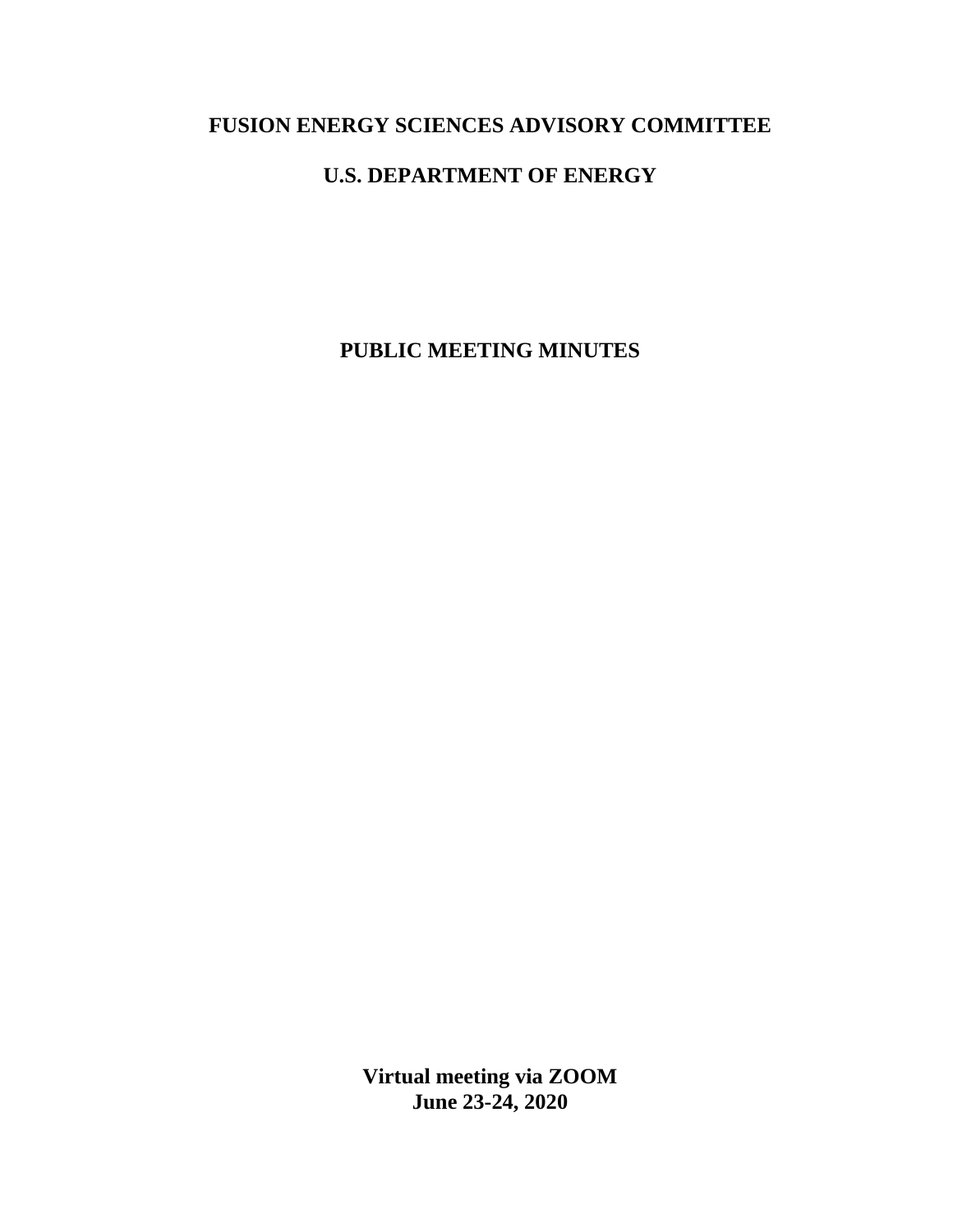# FUSION ENERGY SCIENCES ADVISORY COMMITTEE

# U.S. DEPARTMENT OF ENERGY

# PUBLIC MEETING MINUTES

**Virtual meeting via ZOOM**
**June 23-24, 2020**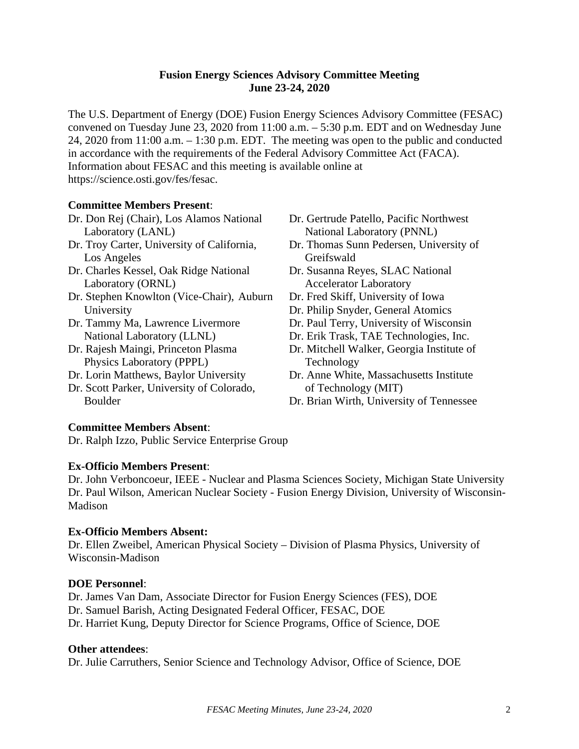**Fusion Energy Sciences Advisory Committee Meeting**
**June 23-24, 2020**

The U.S. Department of Energy (DOE) Fusion Energy Sciences Advisory Committee (FESAC) convened on Tuesday June 23, 2020 from 11:00 a.m. – 5:30 p.m. EDT and on Wednesday June 24, 2020 from 11:00 a.m. – 1:30 p.m. EDT. The meeting was open to the public and conducted in accordance with the requirements of the Federal Advisory Committee Act (FACA). Information about FESAC and this meeting is available online at https://science.osti.gov/fes/fesac.

**Committee Members Present**:

- Dr. Don Rej (Chair), Los Alamos National Laboratory (LANL)
- Dr. Troy Carter, University of California, Los Angeles
- Dr. Charles Kessel, Oak Ridge National Laboratory (ORNL)
- Dr. Stephen Knowlton (Vice-Chair), Auburn University
- Dr. Tammy Ma, Lawrence Livermore National Laboratory (LLNL)
- Dr. Rajesh Maingi, Princeton Plasma Physics Laboratory (PPPL)
- Dr. Lorin Matthews, Baylor University
- Dr. Scott Parker, University of Colorado, Boulder
- Dr. Gertrude Patello, Pacific Northwest National Laboratory (PNNL)
- Dr. Thomas Sunn Pedersen, University of Greifswald
- Dr. Susanna Reyes, SLAC National Accelerator Laboratory
- Dr. Fred Skiff, University of Iowa
- Dr. Philip Snyder, General Atomics
- Dr. Paul Terry, University of Wisconsin
- Dr. Erik Trask, TAE Technologies, Inc.
- Dr. Mitchell Walker, Georgia Institute of Technology
- Dr. Anne White, Massachusetts Institute of Technology (MIT)
- Dr. Brian Wirth, University of Tennessee

**Committee Members Absent**:

Dr. Ralph Izzo, Public Service Enterprise Group

**Ex-Officio Members Present**:

Dr. John Verboncoeur, IEEE - Nuclear and Plasma Sciences Society, Michigan State University
Dr. Paul Wilson, American Nuclear Society - Fusion Energy Division, University of Wisconsin-Madison

**Ex-Officio Members Absent:**

Dr. Ellen Zweibel, American Physical Society – Division of Plasma Physics, University of Wisconsin-Madison

**DOE Personnel**:

Dr. James Van Dam, Associate Director for Fusion Energy Sciences (FES), DOE
Dr. Samuel Barish, Acting Designated Federal Officer, FESAC, DOE
Dr. Harriet Kung, Deputy Director for Science Programs, Office of Science, DOE

**Other attendees**:

Dr. Julie Carruthers, Senior Science and Technology Advisor, Office of Science, DOE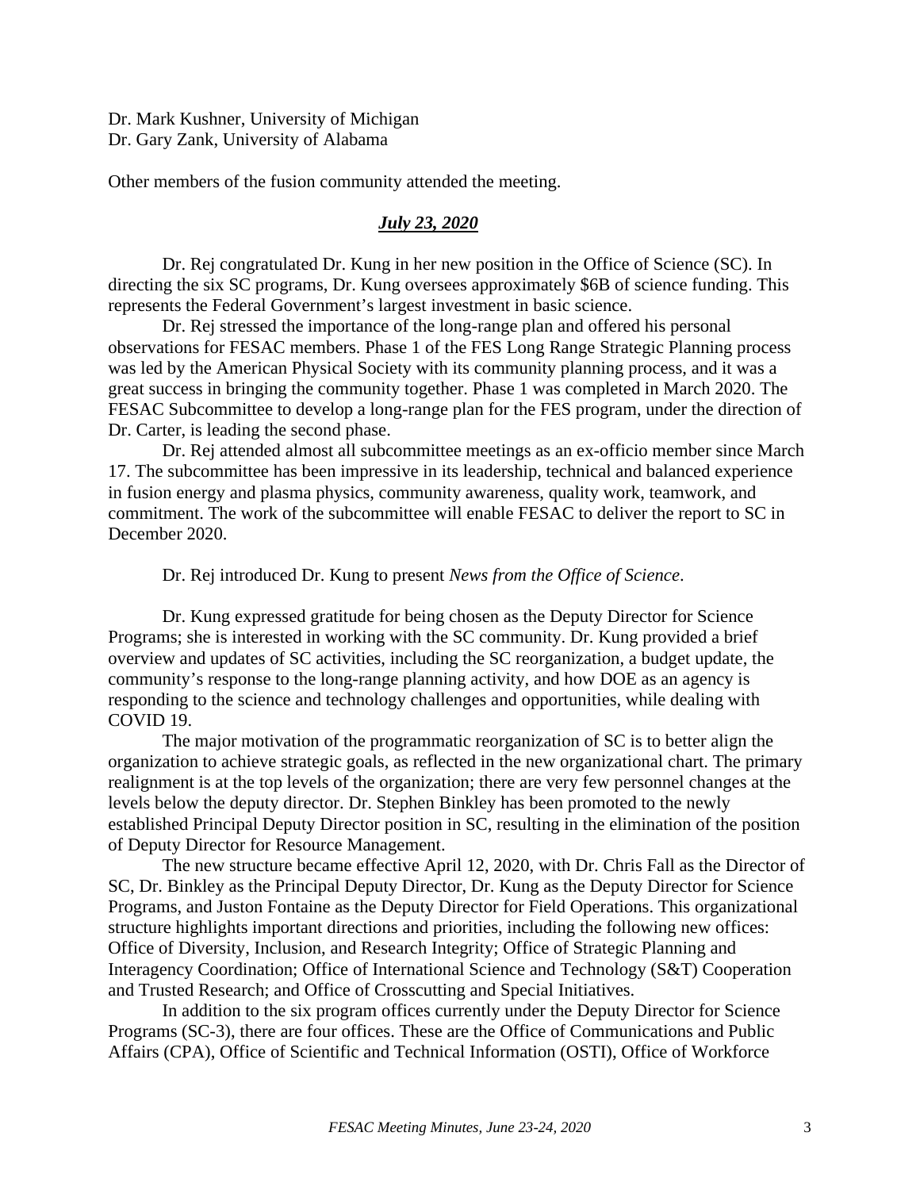Dr. Mark Kushner, University of Michigan
Dr. Gary Zank, University of Alabama

Other members of the fusion community attended the meeting.

***July 23, 2020***

Dr. Rej congratulated Dr. Kung in her new position in the Office of Science (SC). In directing the six SC programs, Dr. Kung oversees approximately $6B of science funding. This represents the Federal Government's largest investment in basic science.

Dr. Rej stressed the importance of the long-range plan and offered his personal observations for FESAC members. Phase 1 of the FES Long Range Strategic Planning process was led by the American Physical Society with its community planning process, and it was a great success in bringing the community together. Phase 1 was completed in March 2020. The FESAC Subcommittee to develop a long-range plan for the FES program, under the direction of Dr. Carter, is leading the second phase.

Dr. Rej attended almost all subcommittee meetings as an ex-officio member since March 17. The subcommittee has been impressive in its leadership, technical and balanced experience in fusion energy and plasma physics, community awareness, quality work, teamwork, and commitment. The work of the subcommittee will enable FESAC to deliver the report to SC in December 2020.

Dr. Rej introduced Dr. Kung to present *News from the Office of Science*.

Dr. Kung expressed gratitude for being chosen as the Deputy Director for Science Programs; she is interested in working with the SC community. Dr. Kung provided a brief overview and updates of SC activities, including the SC reorganization, a budget update, the community's response to the long-range planning activity, and how DOE as an agency is responding to the science and technology challenges and opportunities, while dealing with COVID 19.

The major motivation of the programmatic reorganization of SC is to better align the organization to achieve strategic goals, as reflected in the new organizational chart. The primary realignment is at the top levels of the organization; there are very few personnel changes at the levels below the deputy director. Dr. Stephen Binkley has been promoted to the newly established Principal Deputy Director position in SC, resulting in the elimination of the position of Deputy Director for Resource Management.

The new structure became effective April 12, 2020, with Dr. Chris Fall as the Director of SC, Dr. Binkley as the Principal Deputy Director, Dr. Kung as the Deputy Director for Science Programs, and Juston Fontaine as the Deputy Director for Field Operations. This organizational structure highlights important directions and priorities, including the following new offices: Office of Diversity, Inclusion, and Research Integrity; Office of Strategic Planning and Interagency Coordination; Office of International Science and Technology (S&T) Cooperation and Trusted Research; and Office of Crosscutting and Special Initiatives.

In addition to the six program offices currently under the Deputy Director for Science Programs (SC-3), there are four offices. These are the Office of Communications and Public Affairs (CPA), Office of Scientific and Technical Information (OSTI), Office of Workforce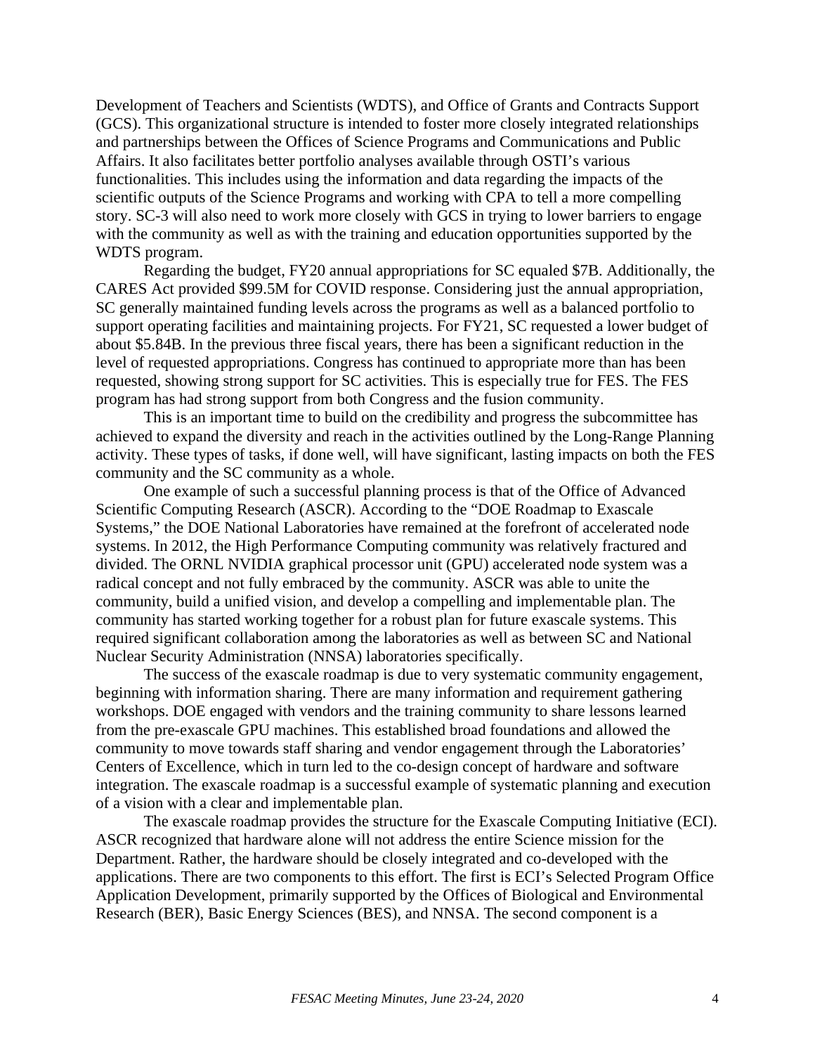Development of Teachers and Scientists (WDTS), and Office of Grants and Contracts Support (GCS). This organizational structure is intended to foster more closely integrated relationships and partnerships between the Offices of Science Programs and Communications and Public Affairs. It also facilitates better portfolio analyses available through OSTI's various functionalities. This includes using the information and data regarding the impacts of the scientific outputs of the Science Programs and working with CPA to tell a more compelling story. SC-3 will also need to work more closely with GCS in trying to lower barriers to engage with the community as well as with the training and education opportunities supported by the WDTS program.

Regarding the budget, FY20 annual appropriations for SC equaled $7B. Additionally, the CARES Act provided $99.5M for COVID response. Considering just the annual appropriation, SC generally maintained funding levels across the programs as well as a balanced portfolio to support operating facilities and maintaining projects. For FY21, SC requested a lower budget of about $5.84B. In the previous three fiscal years, there has been a significant reduction in the level of requested appropriations. Congress has continued to appropriate more than has been requested, showing strong support for SC activities. This is especially true for FES. The FES program has had strong support from both Congress and the fusion community.

This is an important time to build on the credibility and progress the subcommittee has achieved to expand the diversity and reach in the activities outlined by the Long-Range Planning activity. These types of tasks, if done well, will have significant, lasting impacts on both the FES community and the SC community as a whole.

One example of such a successful planning process is that of the Office of Advanced Scientific Computing Research (ASCR). According to the "DOE Roadmap to Exascale Systems," the DOE National Laboratories have remained at the forefront of accelerated node systems. In 2012, the High Performance Computing community was relatively fractured and divided. The ORNL NVIDIA graphical processor unit (GPU) accelerated node system was a radical concept and not fully embraced by the community. ASCR was able to unite the community, build a unified vision, and develop a compelling and implementable plan. The community has started working together for a robust plan for future exascale systems. This required significant collaboration among the laboratories as well as between SC and National Nuclear Security Administration (NNSA) laboratories specifically.

The success of the exascale roadmap is due to very systematic community engagement, beginning with information sharing. There are many information and requirement gathering workshops. DOE engaged with vendors and the training community to share lessons learned from the pre-exascale GPU machines. This established broad foundations and allowed the community to move towards staff sharing and vendor engagement through the Laboratories' Centers of Excellence, which in turn led to the co-design concept of hardware and software integration. The exascale roadmap is a successful example of systematic planning and execution of a vision with a clear and implementable plan.

The exascale roadmap provides the structure for the Exascale Computing Initiative (ECI). ASCR recognized that hardware alone will not address the entire Science mission for the Department. Rather, the hardware should be closely integrated and co-developed with the applications. There are two components to this effort. The first is ECI's Selected Program Office Application Development, primarily supported by the Offices of Biological and Environmental Research (BER), Basic Energy Sciences (BES), and NNSA. The second component is a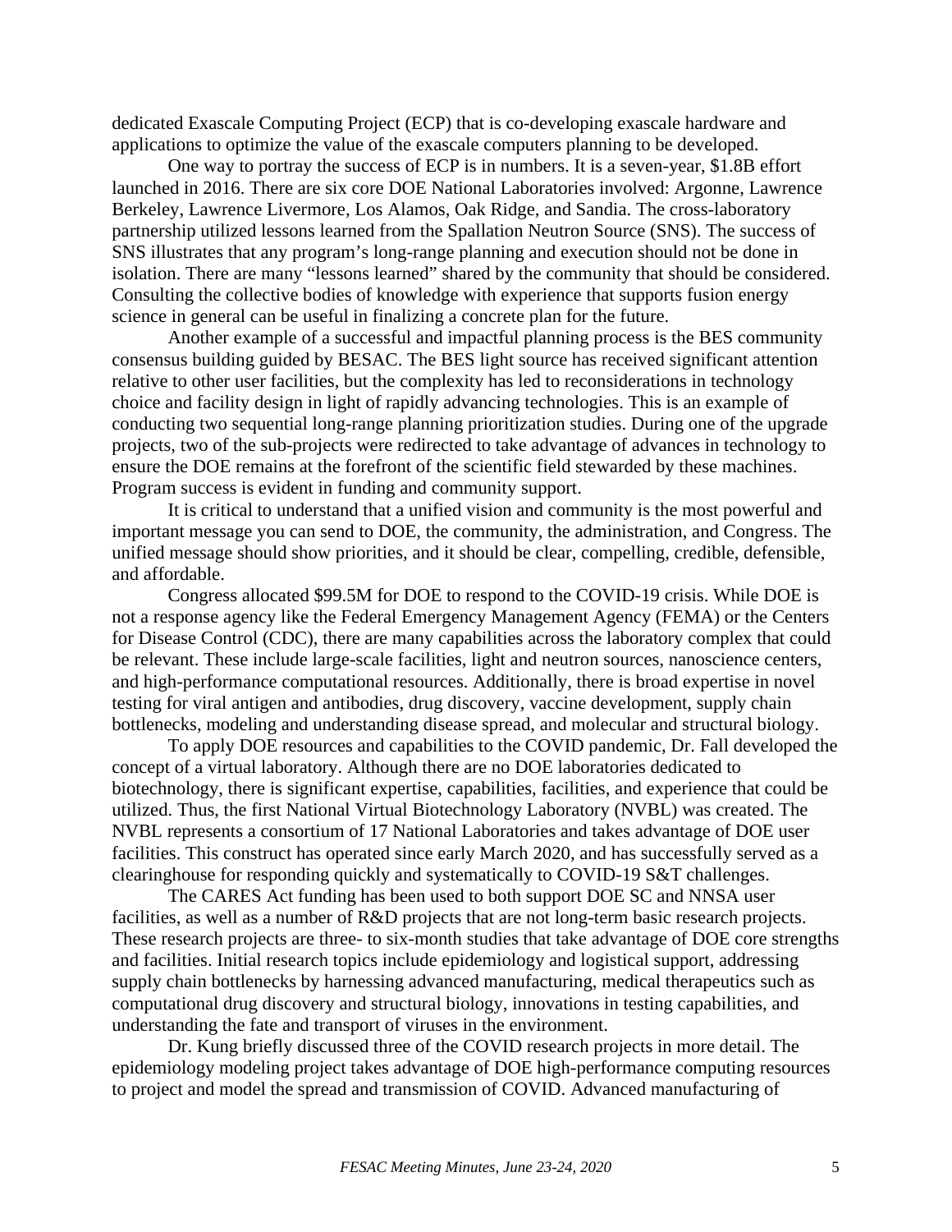dedicated Exascale Computing Project (ECP) that is co-developing exascale hardware and applications to optimize the value of the exascale computers planning to be developed.

One way to portray the success of ECP is in numbers. It is a seven-year, \$1.8B effort launched in 2016. There are six core DOE National Laboratories involved: Argonne, Lawrence Berkeley, Lawrence Livermore, Los Alamos, Oak Ridge, and Sandia. The cross-laboratory partnership utilized lessons learned from the Spallation Neutron Source (SNS). The success of SNS illustrates that any program's long-range planning and execution should not be done in isolation. There are many "lessons learned" shared by the community that should be considered. Consulting the collective bodies of knowledge with experience that supports fusion energy science in general can be useful in finalizing a concrete plan for the future.

Another example of a successful and impactful planning process is the BES community consensus building guided by BESAC. The BES light source has received significant attention relative to other user facilities, but the complexity has led to reconsiderations in technology choice and facility design in light of rapidly advancing technologies. This is an example of conducting two sequential long-range planning prioritization studies. During one of the upgrade projects, two of the sub-projects were redirected to take advantage of advances in technology to ensure the DOE remains at the forefront of the scientific field stewarded by these machines. Program success is evident in funding and community support.

It is critical to understand that a unified vision and community is the most powerful and important message you can send to DOE, the community, the administration, and Congress. The unified message should show priorities, and it should be clear, compelling, credible, defensible, and affordable.

Congress allocated \$99.5M for DOE to respond to the COVID-19 crisis. While DOE is not a response agency like the Federal Emergency Management Agency (FEMA) or the Centers for Disease Control (CDC), there are many capabilities across the laboratory complex that could be relevant. These include large-scale facilities, light and neutron sources, nanoscience centers, and high-performance computational resources. Additionally, there is broad expertise in novel testing for viral antigen and antibodies, drug discovery, vaccine development, supply chain bottlenecks, modeling and understanding disease spread, and molecular and structural biology.

To apply DOE resources and capabilities to the COVID pandemic, Dr. Fall developed the concept of a virtual laboratory. Although there are no DOE laboratories dedicated to biotechnology, there is significant expertise, capabilities, facilities, and experience that could be utilized. Thus, the first National Virtual Biotechnology Laboratory (NVBL) was created. The NVBL represents a consortium of 17 National Laboratories and takes advantage of DOE user facilities. This construct has operated since early March 2020, and has successfully served as a clearinghouse for responding quickly and systematically to COVID-19 S&T challenges.

The CARES Act funding has been used to both support DOE SC and NNSA user facilities, as well as a number of R&D projects that are not long-term basic research projects. These research projects are three- to six-month studies that take advantage of DOE core strengths and facilities. Initial research topics include epidemiology and logistical support, addressing supply chain bottlenecks by harnessing advanced manufacturing, medical therapeutics such as computational drug discovery and structural biology, innovations in testing capabilities, and understanding the fate and transport of viruses in the environment.

Dr. Kung briefly discussed three of the COVID research projects in more detail. The epidemiology modeling project takes advantage of DOE high-performance computing resources to project and model the spread and transmission of COVID. Advanced manufacturing of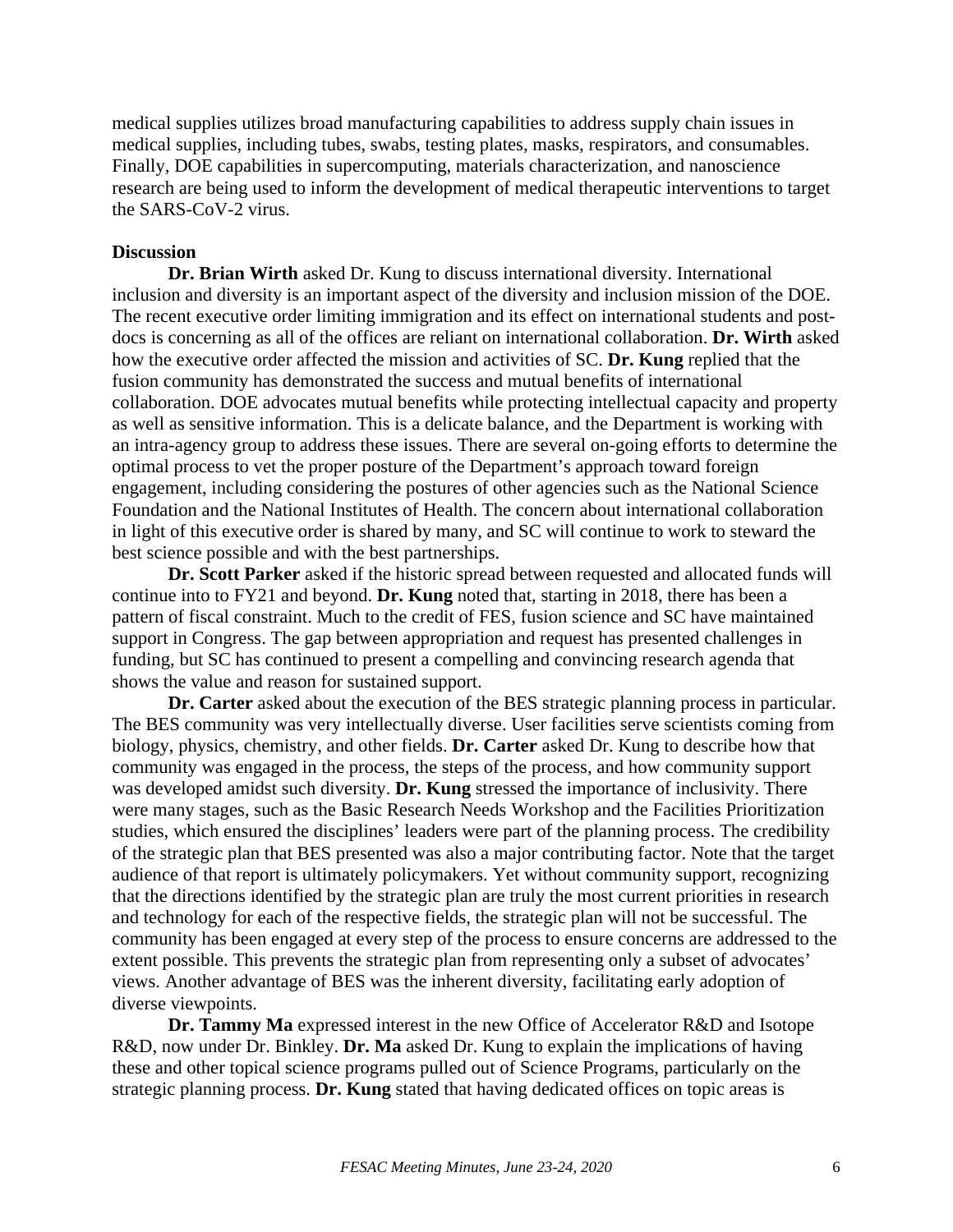medical supplies utilizes broad manufacturing capabilities to address supply chain issues in medical supplies, including tubes, swabs, testing plates, masks, respirators, and consumables. Finally, DOE capabilities in supercomputing, materials characterization, and nanoscience research are being used to inform the development of medical therapeutic interventions to target the SARS-CoV-2 virus.

**Discussion**

**Dr. Brian Wirth** asked Dr. Kung to discuss international diversity. International inclusion and diversity is an important aspect of the diversity and inclusion mission of the DOE. The recent executive order limiting immigration and its effect on international students and post-docs is concerning as all of the offices are reliant on international collaboration. **Dr. Wirth** asked how the executive order affected the mission and activities of SC. **Dr. Kung** replied that the fusion community has demonstrated the success and mutual benefits of international collaboration. DOE advocates mutual benefits while protecting intellectual capacity and property as well as sensitive information. This is a delicate balance, and the Department is working with an intra-agency group to address these issues. There are several on-going efforts to determine the optimal process to vet the proper posture of the Department's approach toward foreign engagement, including considering the postures of other agencies such as the National Science Foundation and the National Institutes of Health. The concern about international collaboration in light of this executive order is shared by many, and SC will continue to work to steward the best science possible and with the best partnerships.

**Dr. Scott Parker** asked if the historic spread between requested and allocated funds will continue into to FY21 and beyond. **Dr. Kung** noted that, starting in 2018, there has been a pattern of fiscal constraint. Much to the credit of FES, fusion science and SC have maintained support in Congress. The gap between appropriation and request has presented challenges in funding, but SC has continued to present a compelling and convincing research agenda that shows the value and reason for sustained support.

**Dr. Carter** asked about the execution of the BES strategic planning process in particular. The BES community was very intellectually diverse. User facilities serve scientists coming from biology, physics, chemistry, and other fields. **Dr. Carter** asked Dr. Kung to describe how that community was engaged in the process, the steps of the process, and how community support was developed amidst such diversity. **Dr. Kung** stressed the importance of inclusivity. There were many stages, such as the Basic Research Needs Workshop and the Facilities Prioritization studies, which ensured the disciplines' leaders were part of the planning process. The credibility of the strategic plan that BES presented was also a major contributing factor. Note that the target audience of that report is ultimately policymakers. Yet without community support, recognizing that the directions identified by the strategic plan are truly the most current priorities in research and technology for each of the respective fields, the strategic plan will not be successful. The community has been engaged at every step of the process to ensure concerns are addressed to the extent possible. This prevents the strategic plan from representing only a subset of advocates' views. Another advantage of BES was the inherent diversity, facilitating early adoption of diverse viewpoints.

**Dr. Tammy Ma** expressed interest in the new Office of Accelerator R&D and Isotope R&D, now under Dr. Binkley. **Dr. Ma** asked Dr. Kung to explain the implications of having these and other topical science programs pulled out of Science Programs, particularly on the strategic planning process. **Dr. Kung** stated that having dedicated offices on topic areas is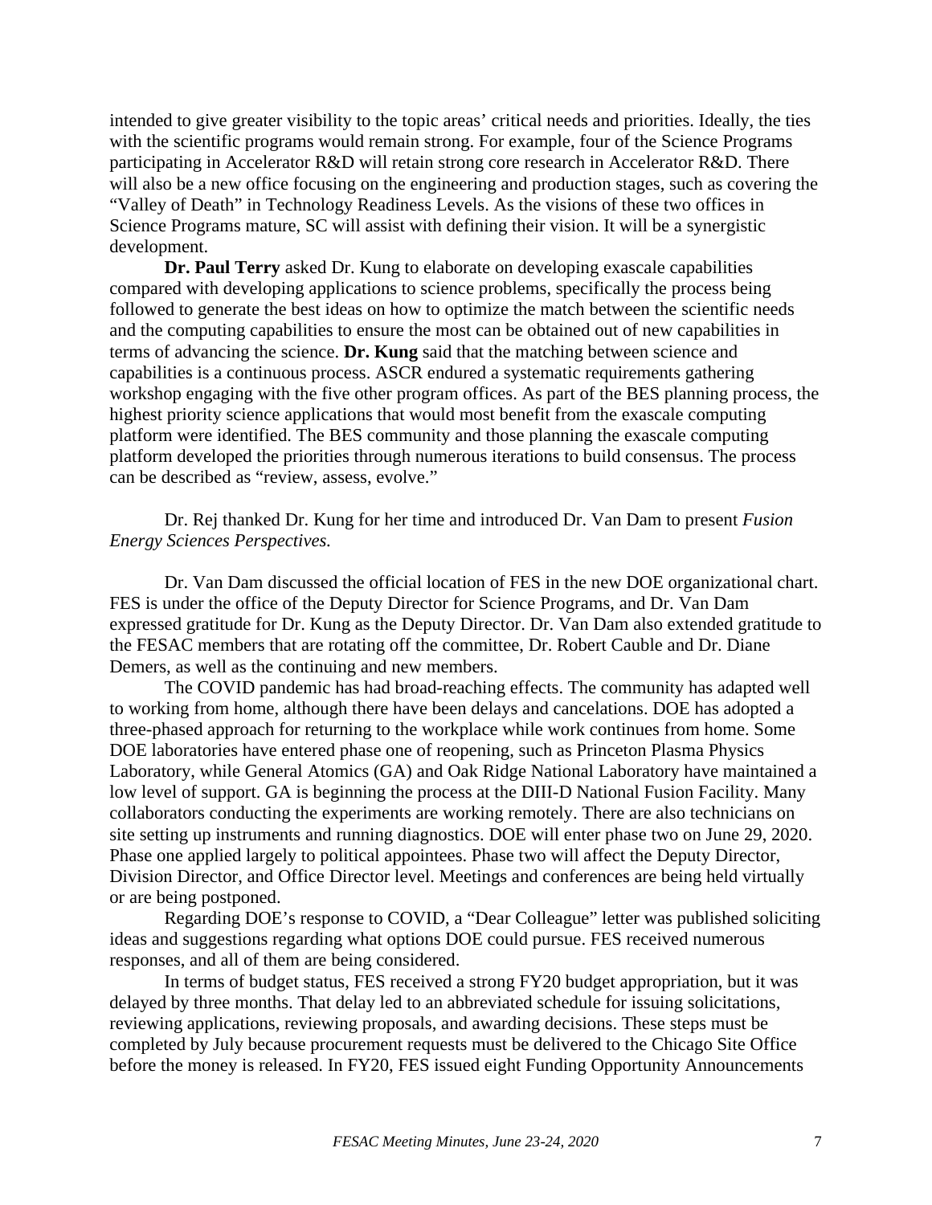intended to give greater visibility to the topic areas' critical needs and priorities. Ideally, the ties with the scientific programs would remain strong. For example, four of the Science Programs participating in Accelerator R&D will retain strong core research in Accelerator R&D. There will also be a new office focusing on the engineering and production stages, such as covering the "Valley of Death" in Technology Readiness Levels. As the visions of these two offices in Science Programs mature, SC will assist with defining their vision. It will be a synergistic development.

**Dr. Paul Terry** asked Dr. Kung to elaborate on developing exascale capabilities compared with developing applications to science problems, specifically the process being followed to generate the best ideas on how to optimize the match between the scientific needs and the computing capabilities to ensure the most can be obtained out of new capabilities in terms of advancing the science. **Dr. Kung** said that the matching between science and capabilities is a continuous process. ASCR endured a systematic requirements gathering workshop engaging with the five other program offices. As part of the BES planning process, the highest priority science applications that would most benefit from the exascale computing platform were identified. The BES community and those planning the exascale computing platform developed the priorities through numerous iterations to build consensus. The process can be described as "review, assess, evolve."

Dr. Rej thanked Dr. Kung for her time and introduced Dr. Van Dam to present *Fusion Energy Sciences Perspectives.*

Dr. Van Dam discussed the official location of FES in the new DOE organizational chart. FES is under the office of the Deputy Director for Science Programs, and Dr. Van Dam expressed gratitude for Dr. Kung as the Deputy Director. Dr. Van Dam also extended gratitude to the FESAC members that are rotating off the committee, Dr. Robert Cauble and Dr. Diane Demers, as well as the continuing and new members.

The COVID pandemic has had broad-reaching effects. The community has adapted well to working from home, although there have been delays and cancelations. DOE has adopted a three-phased approach for returning to the workplace while work continues from home. Some DOE laboratories have entered phase one of reopening, such as Princeton Plasma Physics Laboratory, while General Atomics (GA) and Oak Ridge National Laboratory have maintained a low level of support. GA is beginning the process at the DIII-D National Fusion Facility. Many collaborators conducting the experiments are working remotely. There are also technicians on site setting up instruments and running diagnostics. DOE will enter phase two on June 29, 2020. Phase one applied largely to political appointees. Phase two will affect the Deputy Director, Division Director, and Office Director level. Meetings and conferences are being held virtually or are being postponed.

Regarding DOE's response to COVID, a "Dear Colleague" letter was published soliciting ideas and suggestions regarding what options DOE could pursue. FES received numerous responses, and all of them are being considered.

In terms of budget status, FES received a strong FY20 budget appropriation, but it was delayed by three months. That delay led to an abbreviated schedule for issuing solicitations, reviewing applications, reviewing proposals, and awarding decisions. These steps must be completed by July because procurement requests must be delivered to the Chicago Site Office before the money is released. In FY20, FES issued eight Funding Opportunity Announcements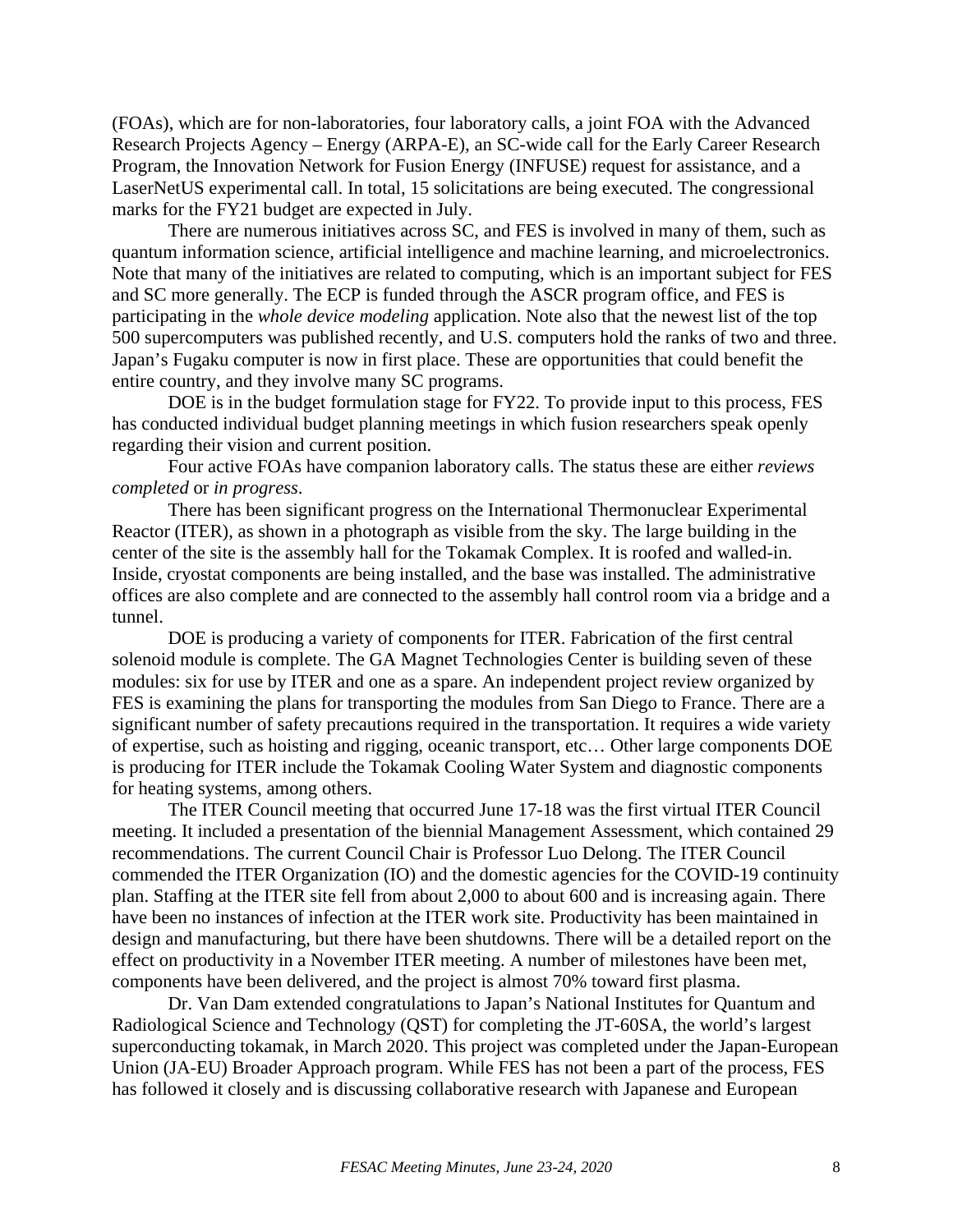(FOAs), which are for non-laboratories, four laboratory calls, a joint FOA with the Advanced Research Projects Agency – Energy (ARPA-E), an SC-wide call for the Early Career Research Program, the Innovation Network for Fusion Energy (INFUSE) request for assistance, and a LaserNetUS experimental call. In total, 15 solicitations are being executed. The congressional marks for the FY21 budget are expected in July.

There are numerous initiatives across SC, and FES is involved in many of them, such as quantum information science, artificial intelligence and machine learning, and microelectronics. Note that many of the initiatives are related to computing, which is an important subject for FES and SC more generally. The ECP is funded through the ASCR program office, and FES is participating in the *whole device modeling* application. Note also that the newest list of the top 500 supercomputers was published recently, and U.S. computers hold the ranks of two and three. Japan's Fugaku computer is now in first place. These are opportunities that could benefit the entire country, and they involve many SC programs.

DOE is in the budget formulation stage for FY22. To provide input to this process, FES has conducted individual budget planning meetings in which fusion researchers speak openly regarding their vision and current position.

Four active FOAs have companion laboratory calls. The status these are either *reviews completed* or *in progress*.

There has been significant progress on the International Thermonuclear Experimental Reactor (ITER), as shown in a photograph as visible from the sky. The large building in the center of the site is the assembly hall for the Tokamak Complex. It is roofed and walled-in. Inside, cryostat components are being installed, and the base was installed. The administrative offices are also complete and are connected to the assembly hall control room via a bridge and a tunnel.

DOE is producing a variety of components for ITER. Fabrication of the first central solenoid module is complete. The GA Magnet Technologies Center is building seven of these modules: six for use by ITER and one as a spare. An independent project review organized by FES is examining the plans for transporting the modules from San Diego to France. There are a significant number of safety precautions required in the transportation. It requires a wide variety of expertise, such as hoisting and rigging, oceanic transport, etc… Other large components DOE is producing for ITER include the Tokamak Cooling Water System and diagnostic components for heating systems, among others.

The ITER Council meeting that occurred June 17-18 was the first virtual ITER Council meeting. It included a presentation of the biennial Management Assessment, which contained 29 recommendations. The current Council Chair is Professor Luo Delong. The ITER Council commended the ITER Organization (IO) and the domestic agencies for the COVID-19 continuity plan. Staffing at the ITER site fell from about 2,000 to about 600 and is increasing again. There have been no instances of infection at the ITER work site. Productivity has been maintained in design and manufacturing, but there have been shutdowns. There will be a detailed report on the effect on productivity in a November ITER meeting. A number of milestones have been met, components have been delivered, and the project is almost 70% toward first plasma.

Dr. Van Dam extended congratulations to Japan's National Institutes for Quantum and Radiological Science and Technology (QST) for completing the JT-60SA, the world's largest superconducting tokamak, in March 2020. This project was completed under the Japan-European Union (JA-EU) Broader Approach program. While FES has not been a part of the process, FES has followed it closely and is discussing collaborative research with Japanese and European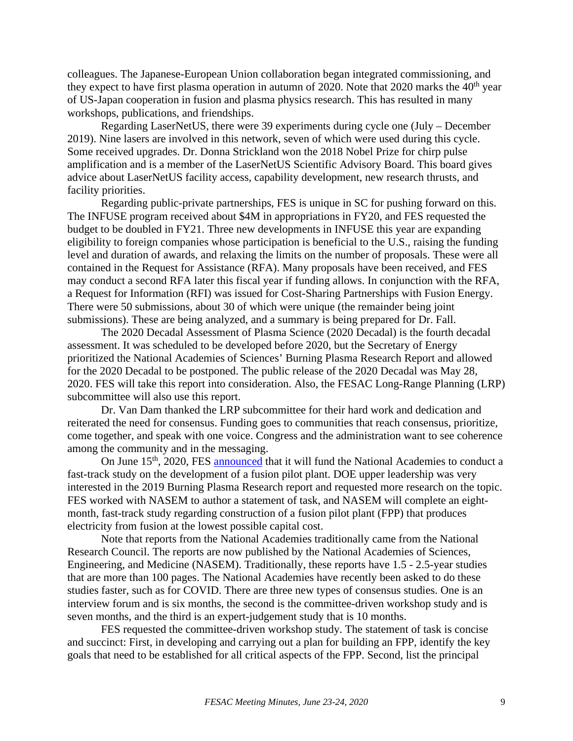colleagues. The Japanese-European Union collaboration began integrated commissioning, and they expect to have first plasma operation in autumn of 2020. Note that 2020 marks the 40th year of US-Japan cooperation in fusion and plasma physics research. This has resulted in many workshops, publications, and friendships.

Regarding LaserNetUS, there were 39 experiments during cycle one (July – December 2019). Nine lasers are involved in this network, seven of which were used during this cycle. Some received upgrades. Dr. Donna Strickland won the 2018 Nobel Prize for chirp pulse amplification and is a member of the LaserNetUS Scientific Advisory Board. This board gives advice about LaserNetUS facility access, capability development, new research thrusts, and facility priorities.

Regarding public-private partnerships, FES is unique in SC for pushing forward on this. The INFUSE program received about $4M in appropriations in FY20, and FES requested the budget to be doubled in FY21. Three new developments in INFUSE this year are expanding eligibility to foreign companies whose participation is beneficial to the U.S., raising the funding level and duration of awards, and relaxing the limits on the number of proposals. These were all contained in the Request for Assistance (RFA). Many proposals have been received, and FES may conduct a second RFA later this fiscal year if funding allows. In conjunction with the RFA, a Request for Information (RFI) was issued for Cost-Sharing Partnerships with Fusion Energy. There were 50 submissions, about 30 of which were unique (the remainder being joint submissions). These are being analyzed, and a summary is being prepared for Dr. Fall.

The 2020 Decadal Assessment of Plasma Science (2020 Decadal) is the fourth decadal assessment. It was scheduled to be developed before 2020, but the Secretary of Energy prioritized the National Academies of Sciences' Burning Plasma Research Report and allowed for the 2020 Decadal to be postponed. The public release of the 2020 Decadal was May 28, 2020. FES will take this report into consideration. Also, the FESAC Long-Range Planning (LRP) subcommittee will also use this report.

Dr. Van Dam thanked the LRP subcommittee for their hard work and dedication and reiterated the need for consensus. Funding goes to communities that reach consensus, prioritize, come together, and speak with one voice. Congress and the administration want to see coherence among the community and in the messaging.

On June 15th, 2020, FES announced that it will fund the National Academies to conduct a fast-track study on the development of a fusion pilot plant. DOE upper leadership was very interested in the 2019 Burning Plasma Research report and requested more research on the topic. FES worked with NASEM to author a statement of task, and NASEM will complete an eight-month, fast-track study regarding construction of a fusion pilot plant (FPP) that produces electricity from fusion at the lowest possible capital cost.

Note that reports from the National Academies traditionally came from the National Research Council. The reports are now published by the National Academies of Sciences, Engineering, and Medicine (NASEM). Traditionally, these reports have 1.5 - 2.5-year studies that are more than 100 pages. The National Academies have recently been asked to do these studies faster, such as for COVID. There are three new types of consensus studies. One is an interview forum and is six months, the second is the committee-driven workshop study and is seven months, and the third is an expert-judgement study that is 10 months.

FES requested the committee-driven workshop study. The statement of task is concise and succinct: First, in developing and carrying out a plan for building an FPP, identify the key goals that need to be established for all critical aspects of the FPP. Second, list the principal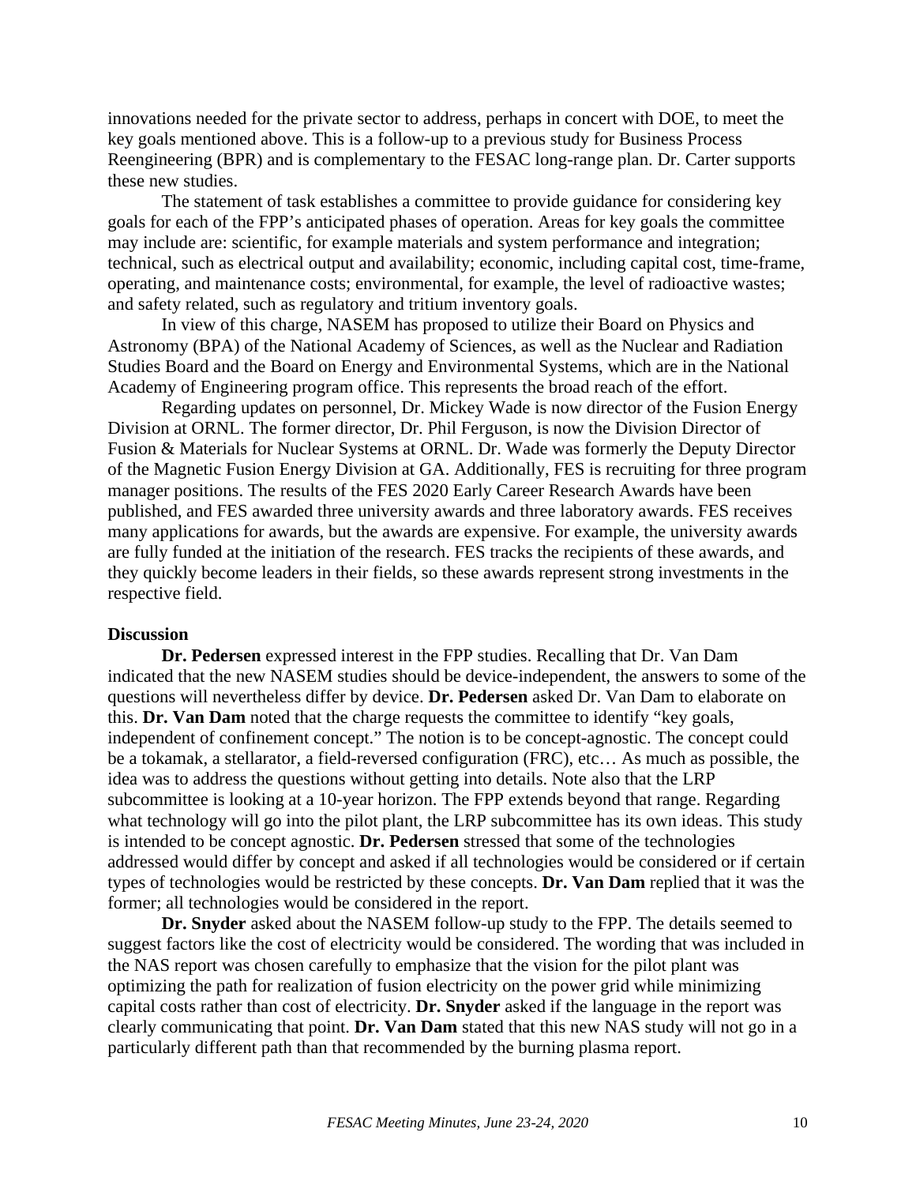innovations needed for the private sector to address, perhaps in concert with DOE, to meet the key goals mentioned above. This is a follow-up to a previous study for Business Process Reengineering (BPR) and is complementary to the FESAC long-range plan. Dr. Carter supports these new studies.

The statement of task establishes a committee to provide guidance for considering key goals for each of the FPP's anticipated phases of operation. Areas for key goals the committee may include are: scientific, for example materials and system performance and integration; technical, such as electrical output and availability; economic, including capital cost, time-frame, operating, and maintenance costs; environmental, for example, the level of radioactive wastes; and safety related, such as regulatory and tritium inventory goals.

In view of this charge, NASEM has proposed to utilize their Board on Physics and Astronomy (BPA) of the National Academy of Sciences, as well as the Nuclear and Radiation Studies Board and the Board on Energy and Environmental Systems, which are in the National Academy of Engineering program office. This represents the broad reach of the effort.

Regarding updates on personnel, Dr. Mickey Wade is now director of the Fusion Energy Division at ORNL. The former director, Dr. Phil Ferguson, is now the Division Director of Fusion & Materials for Nuclear Systems at ORNL. Dr. Wade was formerly the Deputy Director of the Magnetic Fusion Energy Division at GA. Additionally, FES is recruiting for three program manager positions. The results of the FES 2020 Early Career Research Awards have been published, and FES awarded three university awards and three laboratory awards. FES receives many applications for awards, but the awards are expensive. For example, the university awards are fully funded at the initiation of the research. FES tracks the recipients of these awards, and they quickly become leaders in their fields, so these awards represent strong investments in the respective field.

**Discussion**

**Dr. Pedersen** expressed interest in the FPP studies. Recalling that Dr. Van Dam indicated that the new NASEM studies should be device-independent, the answers to some of the questions will nevertheless differ by device. **Dr. Pedersen** asked Dr. Van Dam to elaborate on this. **Dr. Van Dam** noted that the charge requests the committee to identify "key goals, independent of confinement concept." The notion is to be concept-agnostic. The concept could be a tokamak, a stellarator, a field-reversed configuration (FRC), etc… As much as possible, the idea was to address the questions without getting into details. Note also that the LRP subcommittee is looking at a 10-year horizon. The FPP extends beyond that range. Regarding what technology will go into the pilot plant, the LRP subcommittee has its own ideas. This study is intended to be concept agnostic. **Dr. Pedersen** stressed that some of the technologies addressed would differ by concept and asked if all technologies would be considered or if certain types of technologies would be restricted by these concepts. **Dr. Van Dam** replied that it was the former; all technologies would be considered in the report.

**Dr. Snyder** asked about the NASEM follow-up study to the FPP. The details seemed to suggest factors like the cost of electricity would be considered. The wording that was included in the NAS report was chosen carefully to emphasize that the vision for the pilot plant was optimizing the path for realization of fusion electricity on the power grid while minimizing capital costs rather than cost of electricity. **Dr. Snyder** asked if the language in the report was clearly communicating that point. **Dr. Van Dam** stated that this new NAS study will not go in a particularly different path than that recommended by the burning plasma report.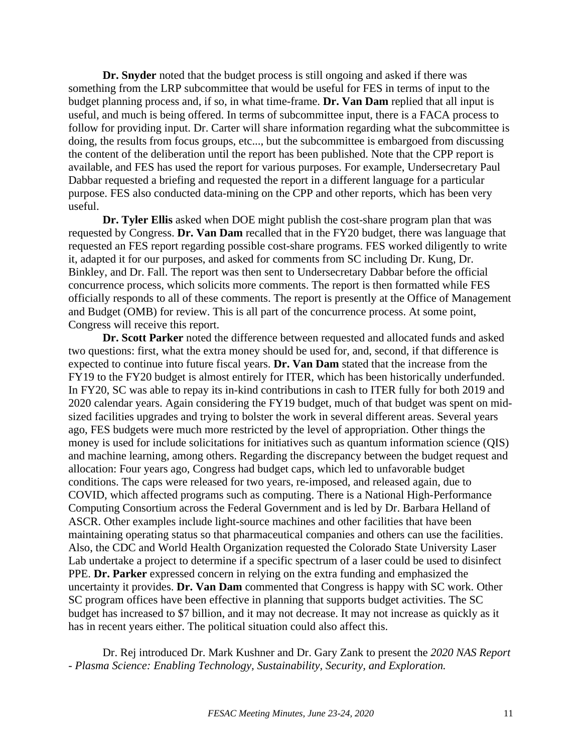**Dr. Snyder** noted that the budget process is still ongoing and asked if there was something from the LRP subcommittee that would be useful for FES in terms of input to the budget planning process and, if so, in what time-frame. **Dr. Van Dam** replied that all input is useful, and much is being offered. In terms of subcommittee input, there is a FACA process to follow for providing input. Dr. Carter will share information regarding what the subcommittee is doing, the results from focus groups, etc..., but the subcommittee is embargoed from discussing the content of the deliberation until the report has been published. Note that the CPP report is available, and FES has used the report for various purposes. For example, Undersecretary Paul Dabbar requested a briefing and requested the report in a different language for a particular purpose. FES also conducted data-mining on the CPP and other reports, which has been very useful.

**Dr. Tyler Ellis** asked when DOE might publish the cost-share program plan that was requested by Congress. **Dr. Van Dam** recalled that in the FY20 budget, there was language that requested an FES report regarding possible cost-share programs. FES worked diligently to write it, adapted it for our purposes, and asked for comments from SC including Dr. Kung, Dr. Binkley, and Dr. Fall. The report was then sent to Undersecretary Dabbar before the official concurrence process, which solicits more comments. The report is then formatted while FES officially responds to all of these comments. The report is presently at the Office of Management and Budget (OMB) for review. This is all part of the concurrence process. At some point, Congress will receive this report.

**Dr. Scott Parker** noted the difference between requested and allocated funds and asked two questions: first, what the extra money should be used for, and, second, if that difference is expected to continue into future fiscal years. **Dr. Van Dam** stated that the increase from the FY19 to the FY20 budget is almost entirely for ITER, which has been historically underfunded. In FY20, SC was able to repay its in-kind contributions in cash to ITER fully for both 2019 and 2020 calendar years. Again considering the FY19 budget, much of that budget was spent on mid-sized facilities upgrades and trying to bolster the work in several different areas. Several years ago, FES budgets were much more restricted by the level of appropriation. Other things the money is used for include solicitations for initiatives such as quantum information science (QIS) and machine learning, among others. Regarding the discrepancy between the budget request and allocation: Four years ago, Congress had budget caps, which led to unfavorable budget conditions. The caps were released for two years, re-imposed, and released again, due to COVID, which affected programs such as computing. There is a National High-Performance Computing Consortium across the Federal Government and is led by Dr. Barbara Helland of ASCR. Other examples include light-source machines and other facilities that have been maintaining operating status so that pharmaceutical companies and others can use the facilities. Also, the CDC and World Health Organization requested the Colorado State University Laser Lab undertake a project to determine if a specific spectrum of a laser could be used to disinfect PPE. **Dr. Parker** expressed concern in relying on the extra funding and emphasized the uncertainty it provides. **Dr. Van Dam** commented that Congress is happy with SC work. Other SC program offices have been effective in planning that supports budget activities. The SC budget has increased to $7 billion, and it may not decrease. It may not increase as quickly as it has in recent years either. The political situation could also affect this.

Dr. Rej introduced Dr. Mark Kushner and Dr. Gary Zank to present the *2020 NAS Report - Plasma Science: Enabling Technology, Sustainability, Security, and Exploration.*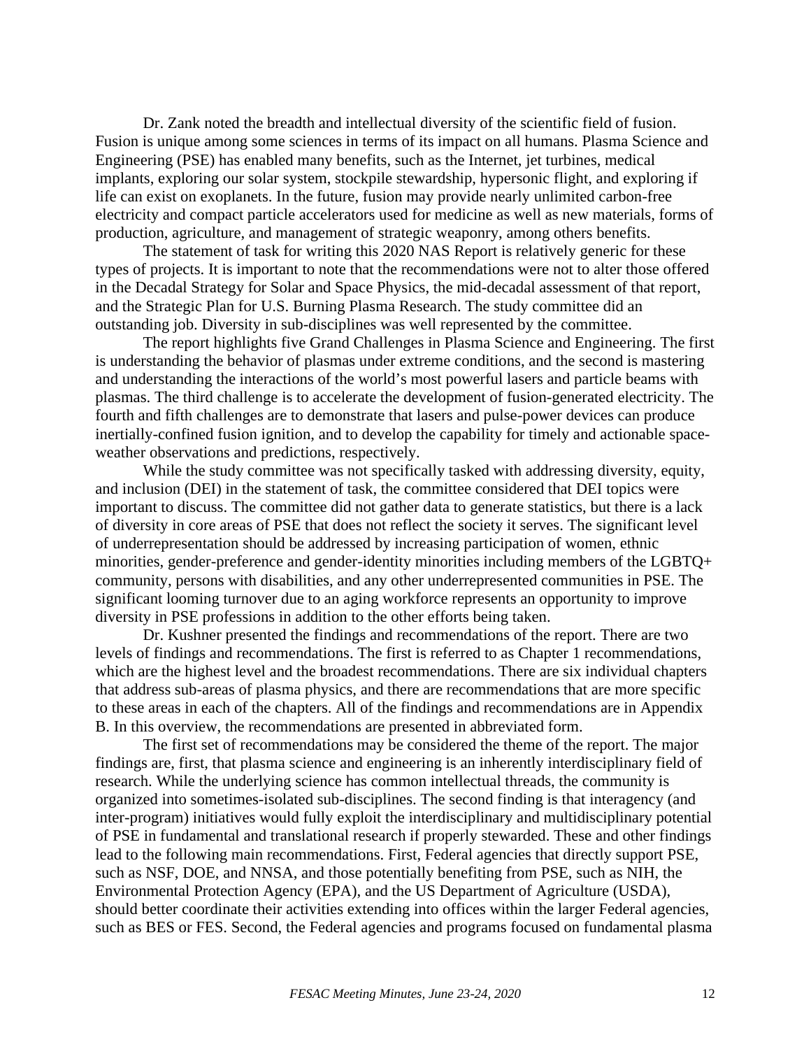Dr. Zank noted the breadth and intellectual diversity of the scientific field of fusion. Fusion is unique among some sciences in terms of its impact on all humans. Plasma Science and Engineering (PSE) has enabled many benefits, such as the Internet, jet turbines, medical implants, exploring our solar system, stockpile stewardship, hypersonic flight, and exploring if life can exist on exoplanets. In the future, fusion may provide nearly unlimited carbon-free electricity and compact particle accelerators used for medicine as well as new materials, forms of production, agriculture, and management of strategic weaponry, among others benefits.

The statement of task for writing this 2020 NAS Report is relatively generic for these types of projects. It is important to note that the recommendations were not to alter those offered in the Decadal Strategy for Solar and Space Physics, the mid-decadal assessment of that report, and the Strategic Plan for U.S. Burning Plasma Research. The study committee did an outstanding job. Diversity in sub-disciplines was well represented by the committee.

The report highlights five Grand Challenges in Plasma Science and Engineering. The first is understanding the behavior of plasmas under extreme conditions, and the second is mastering and understanding the interactions of the world's most powerful lasers and particle beams with plasmas. The third challenge is to accelerate the development of fusion-generated electricity. The fourth and fifth challenges are to demonstrate that lasers and pulse-power devices can produce inertially-confined fusion ignition, and to develop the capability for timely and actionable space-weather observations and predictions, respectively.

While the study committee was not specifically tasked with addressing diversity, equity, and inclusion (DEI) in the statement of task, the committee considered that DEI topics were important to discuss. The committee did not gather data to generate statistics, but there is a lack of diversity in core areas of PSE that does not reflect the society it serves. The significant level of underrepresentation should be addressed by increasing participation of women, ethnic minorities, gender-preference and gender-identity minorities including members of the LGBTQ+ community, persons with disabilities, and any other underrepresented communities in PSE. The significant looming turnover due to an aging workforce represents an opportunity to improve diversity in PSE professions in addition to the other efforts being taken.

Dr. Kushner presented the findings and recommendations of the report. There are two levels of findings and recommendations. The first is referred to as Chapter 1 recommendations, which are the highest level and the broadest recommendations. There are six individual chapters that address sub-areas of plasma physics, and there are recommendations that are more specific to these areas in each of the chapters. All of the findings and recommendations are in Appendix B. In this overview, the recommendations are presented in abbreviated form.

The first set of recommendations may be considered the theme of the report. The major findings are, first, that plasma science and engineering is an inherently interdisciplinary field of research. While the underlying science has common intellectual threads, the community is organized into sometimes-isolated sub-disciplines. The second finding is that interagency (and inter-program) initiatives would fully exploit the interdisciplinary and multidisciplinary potential of PSE in fundamental and translational research if properly stewarded. These and other findings lead to the following main recommendations. First, Federal agencies that directly support PSE, such as NSF, DOE, and NNSA, and those potentially benefiting from PSE, such as NIH, the Environmental Protection Agency (EPA), and the US Department of Agriculture (USDA), should better coordinate their activities extending into offices within the larger Federal agencies, such as BES or FES. Second, the Federal agencies and programs focused on fundamental plasma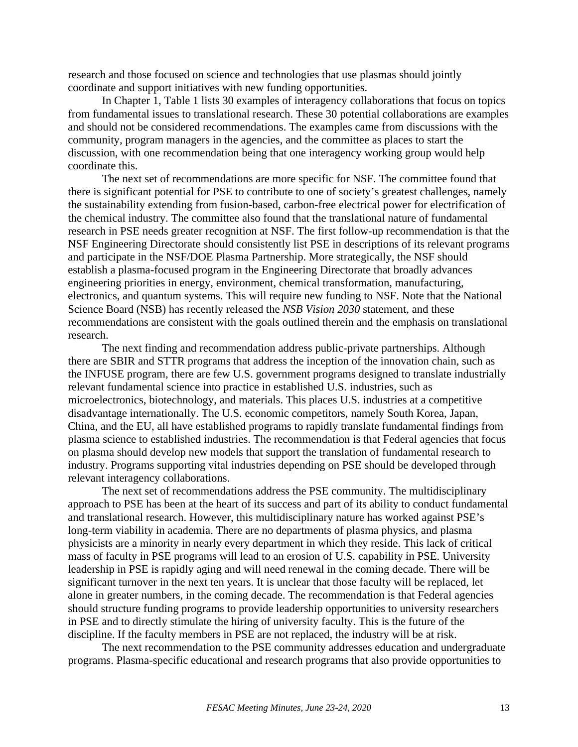research and those focused on science and technologies that use plasmas should jointly coordinate and support initiatives with new funding opportunities.

In Chapter 1, Table 1 lists 30 examples of interagency collaborations that focus on topics from fundamental issues to translational research. These 30 potential collaborations are examples and should not be considered recommendations. The examples came from discussions with the community, program managers in the agencies, and the committee as places to start the discussion, with one recommendation being that one interagency working group would help coordinate this.

The next set of recommendations are more specific for NSF. The committee found that there is significant potential for PSE to contribute to one of society's greatest challenges, namely the sustainability extending from fusion-based, carbon-free electrical power for electrification of the chemical industry. The committee also found that the translational nature of fundamental research in PSE needs greater recognition at NSF. The first follow-up recommendation is that the NSF Engineering Directorate should consistently list PSE in descriptions of its relevant programs and participate in the NSF/DOE Plasma Partnership. More strategically, the NSF should establish a plasma-focused program in the Engineering Directorate that broadly advances engineering priorities in energy, environment, chemical transformation, manufacturing, electronics, and quantum systems. This will require new funding to NSF. Note that the National Science Board (NSB) has recently released the *NSB Vision 2030* statement, and these recommendations are consistent with the goals outlined therein and the emphasis on translational research.

The next finding and recommendation address public-private partnerships. Although there are SBIR and STTR programs that address the inception of the innovation chain, such as the INFUSE program, there are few U.S. government programs designed to translate industrially relevant fundamental science into practice in established U.S. industries, such as microelectronics, biotechnology, and materials. This places U.S. industries at a competitive disadvantage internationally. The U.S. economic competitors, namely South Korea, Japan, China, and the EU, all have established programs to rapidly translate fundamental findings from plasma science to established industries. The recommendation is that Federal agencies that focus on plasma should develop new models that support the translation of fundamental research to industry. Programs supporting vital industries depending on PSE should be developed through relevant interagency collaborations.

The next set of recommendations address the PSE community. The multidisciplinary approach to PSE has been at the heart of its success and part of its ability to conduct fundamental and translational research. However, this multidisciplinary nature has worked against PSE's long-term viability in academia. There are no departments of plasma physics, and plasma physicists are a minority in nearly every department in which they reside. This lack of critical mass of faculty in PSE programs will lead to an erosion of U.S. capability in PSE. University leadership in PSE is rapidly aging and will need renewal in the coming decade. There will be significant turnover in the next ten years. It is unclear that those faculty will be replaced, let alone in greater numbers, in the coming decade. The recommendation is that Federal agencies should structure funding programs to provide leadership opportunities to university researchers in PSE and to directly stimulate the hiring of university faculty. This is the future of the discipline. If the faculty members in PSE are not replaced, the industry will be at risk.

The next recommendation to the PSE community addresses education and undergraduate programs. Plasma-specific educational and research programs that also provide opportunities to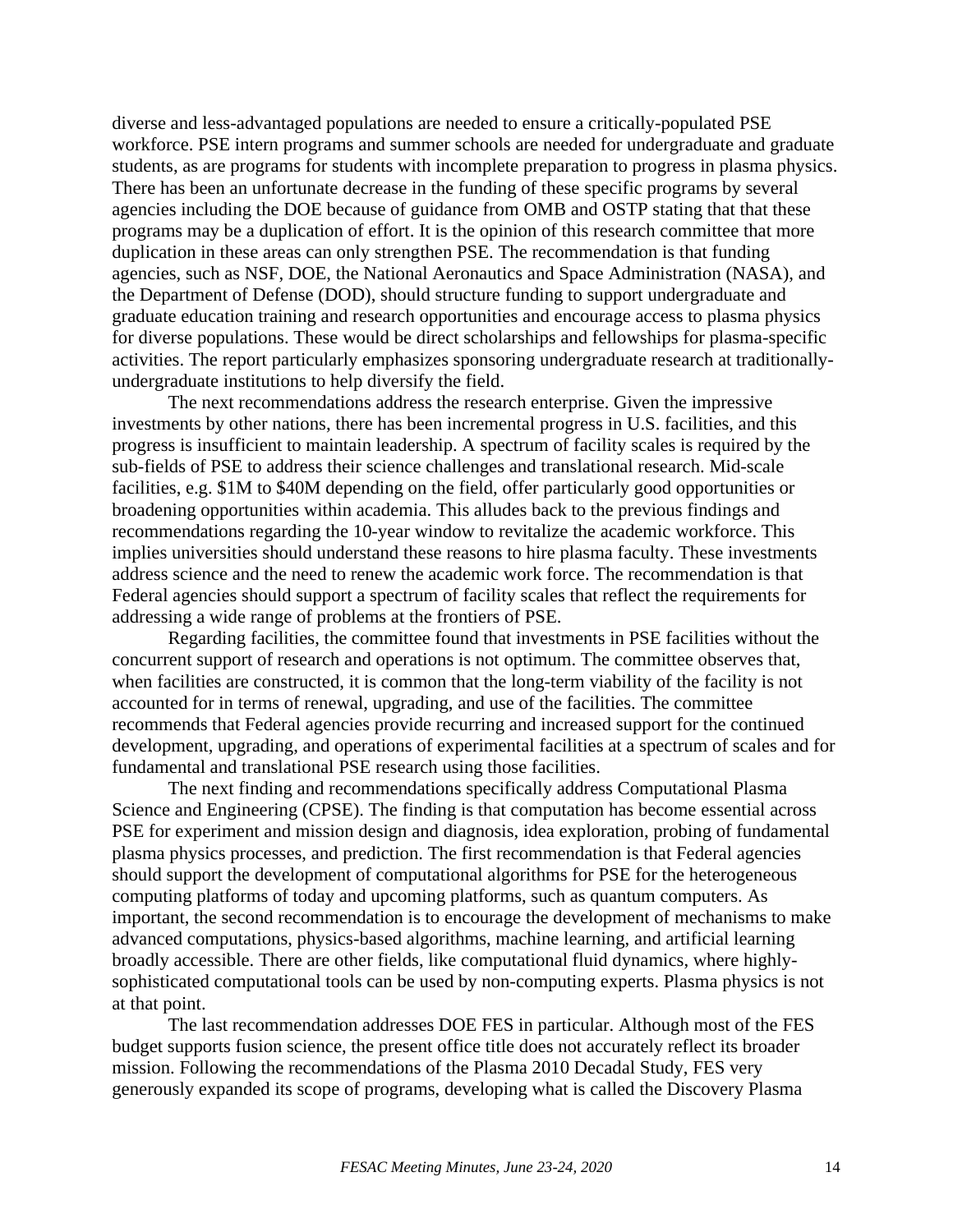diverse and less-advantaged populations are needed to ensure a critically-populated PSE workforce. PSE intern programs and summer schools are needed for undergraduate and graduate students, as are programs for students with incomplete preparation to progress in plasma physics. There has been an unfortunate decrease in the funding of these specific programs by several agencies including the DOE because of guidance from OMB and OSTP stating that that these programs may be a duplication of effort. It is the opinion of this research committee that more duplication in these areas can only strengthen PSE. The recommendation is that funding agencies, such as NSF, DOE, the National Aeronautics and Space Administration (NASA), and the Department of Defense (DOD), should structure funding to support undergraduate and graduate education training and research opportunities and encourage access to plasma physics for diverse populations. These would be direct scholarships and fellowships for plasma-specific activities. The report particularly emphasizes sponsoring undergraduate research at traditionally-undergraduate institutions to help diversify the field.

The next recommendations address the research enterprise. Given the impressive investments by other nations, there has been incremental progress in U.S. facilities, and this progress is insufficient to maintain leadership. A spectrum of facility scales is required by the sub-fields of PSE to address their science challenges and translational research. Mid-scale facilities, e.g. \$1M to \$40M depending on the field, offer particularly good opportunities or broadening opportunities within academia. This alludes back to the previous findings and recommendations regarding the 10-year window to revitalize the academic workforce. This implies universities should understand these reasons to hire plasma faculty. These investments address science and the need to renew the academic work force. The recommendation is that Federal agencies should support a spectrum of facility scales that reflect the requirements for addressing a wide range of problems at the frontiers of PSE.

Regarding facilities, the committee found that investments in PSE facilities without the concurrent support of research and operations is not optimum. The committee observes that, when facilities are constructed, it is common that the long-term viability of the facility is not accounted for in terms of renewal, upgrading, and use of the facilities. The committee recommends that Federal agencies provide recurring and increased support for the continued development, upgrading, and operations of experimental facilities at a spectrum of scales and for fundamental and translational PSE research using those facilities.

The next finding and recommendations specifically address Computational Plasma Science and Engineering (CPSE). The finding is that computation has become essential across PSE for experiment and mission design and diagnosis, idea exploration, probing of fundamental plasma physics processes, and prediction. The first recommendation is that Federal agencies should support the development of computational algorithms for PSE for the heterogeneous computing platforms of today and upcoming platforms, such as quantum computers. As important, the second recommendation is to encourage the development of mechanisms to make advanced computations, physics-based algorithms, machine learning, and artificial learning broadly accessible. There are other fields, like computational fluid dynamics, where highly-sophisticated computational tools can be used by non-computing experts. Plasma physics is not at that point.

The last recommendation addresses DOE FES in particular. Although most of the FES budget supports fusion science, the present office title does not accurately reflect its broader mission. Following the recommendations of the Plasma 2010 Decadal Study, FES very generously expanded its scope of programs, developing what is called the Discovery Plasma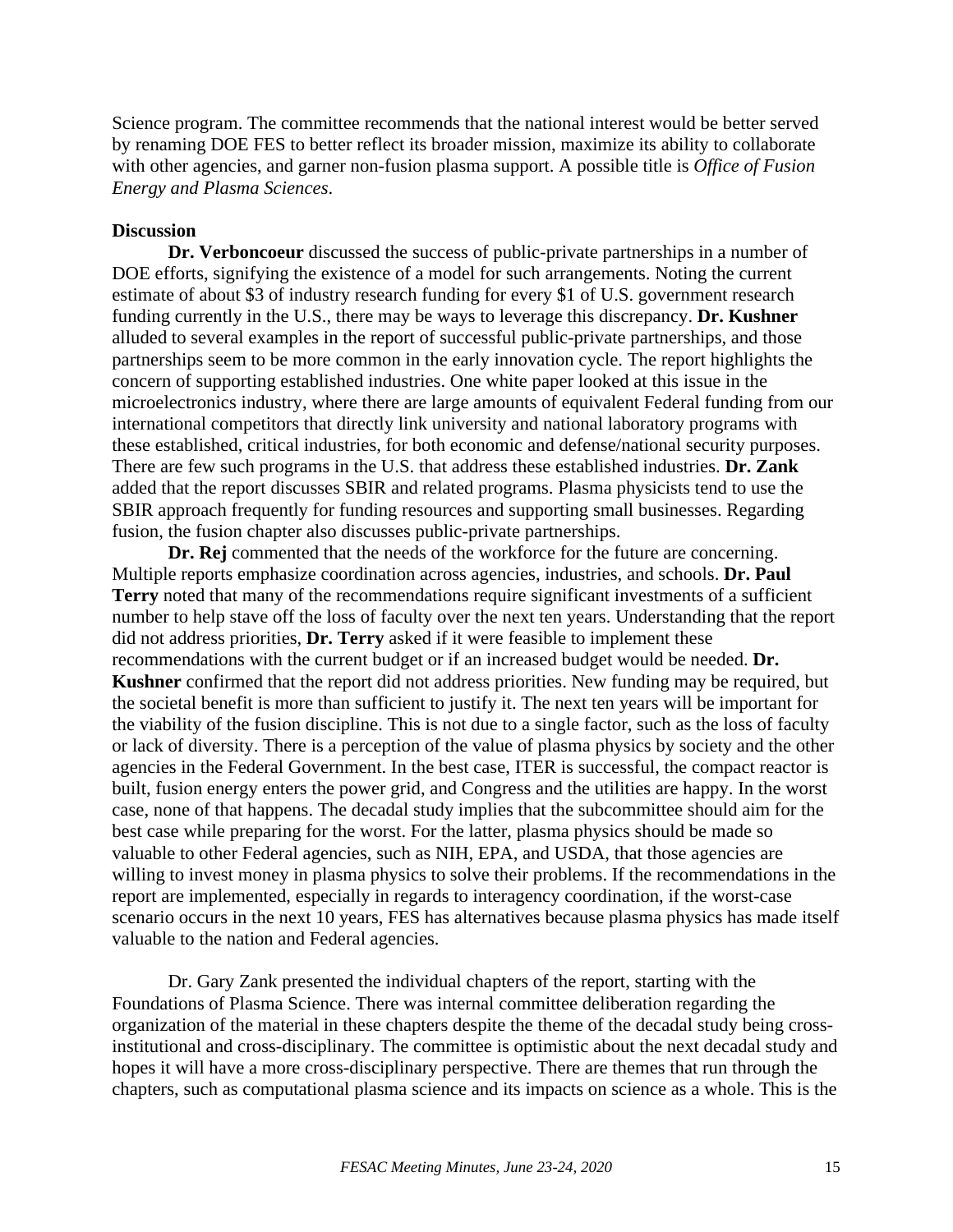Science program. The committee recommends that the national interest would be better served by renaming DOE FES to better reflect its broader mission, maximize its ability to collaborate with other agencies, and garner non-fusion plasma support. A possible title is *Office of Fusion Energy and Plasma Sciences*.

**Discussion**

**Dr. Verboncoeur** discussed the success of public-private partnerships in a number of DOE efforts, signifying the existence of a model for such arrangements. Noting the current estimate of about $3 of industry research funding for every $1 of U.S. government research funding currently in the U.S., there may be ways to leverage this discrepancy. **Dr. Kushner** alluded to several examples in the report of successful public-private partnerships, and those partnerships seem to be more common in the early innovation cycle. The report highlights the concern of supporting established industries. One white paper looked at this issue in the microelectronics industry, where there are large amounts of equivalent Federal funding from our international competitors that directly link university and national laboratory programs with these established, critical industries, for both economic and defense/national security purposes. There are few such programs in the U.S. that address these established industries. **Dr. Zank** added that the report discusses SBIR and related programs. Plasma physicists tend to use the SBIR approach frequently for funding resources and supporting small businesses. Regarding fusion, the fusion chapter also discusses public-private partnerships.

**Dr. Rej** commented that the needs of the workforce for the future are concerning. Multiple reports emphasize coordination across agencies, industries, and schools. **Dr. Paul Terry** noted that many of the recommendations require significant investments of a sufficient number to help stave off the loss of faculty over the next ten years. Understanding that the report did not address priorities, **Dr. Terry** asked if it were feasible to implement these recommendations with the current budget or if an increased budget would be needed. **Dr. Kushner** confirmed that the report did not address priorities. New funding may be required, but the societal benefit is more than sufficient to justify it. The next ten years will be important for the viability of the fusion discipline. This is not due to a single factor, such as the loss of faculty or lack of diversity. There is a perception of the value of plasma physics by society and the other agencies in the Federal Government. In the best case, ITER is successful, the compact reactor is built, fusion energy enters the power grid, and Congress and the utilities are happy. In the worst case, none of that happens. The decadal study implies that the subcommittee should aim for the best case while preparing for the worst. For the latter, plasma physics should be made so valuable to other Federal agencies, such as NIH, EPA, and USDA, that those agencies are willing to invest money in plasma physics to solve their problems. If the recommendations in the report are implemented, especially in regards to interagency coordination, if the worst-case scenario occurs in the next 10 years, FES has alternatives because plasma physics has made itself valuable to the nation and Federal agencies.

Dr. Gary Zank presented the individual chapters of the report, starting with the Foundations of Plasma Science. There was internal committee deliberation regarding the organization of the material in these chapters despite the theme of the decadal study being cross-institutional and cross-disciplinary. The committee is optimistic about the next decadal study and hopes it will have a more cross-disciplinary perspective. There are themes that run through the chapters, such as computational plasma science and its impacts on science as a whole. This is the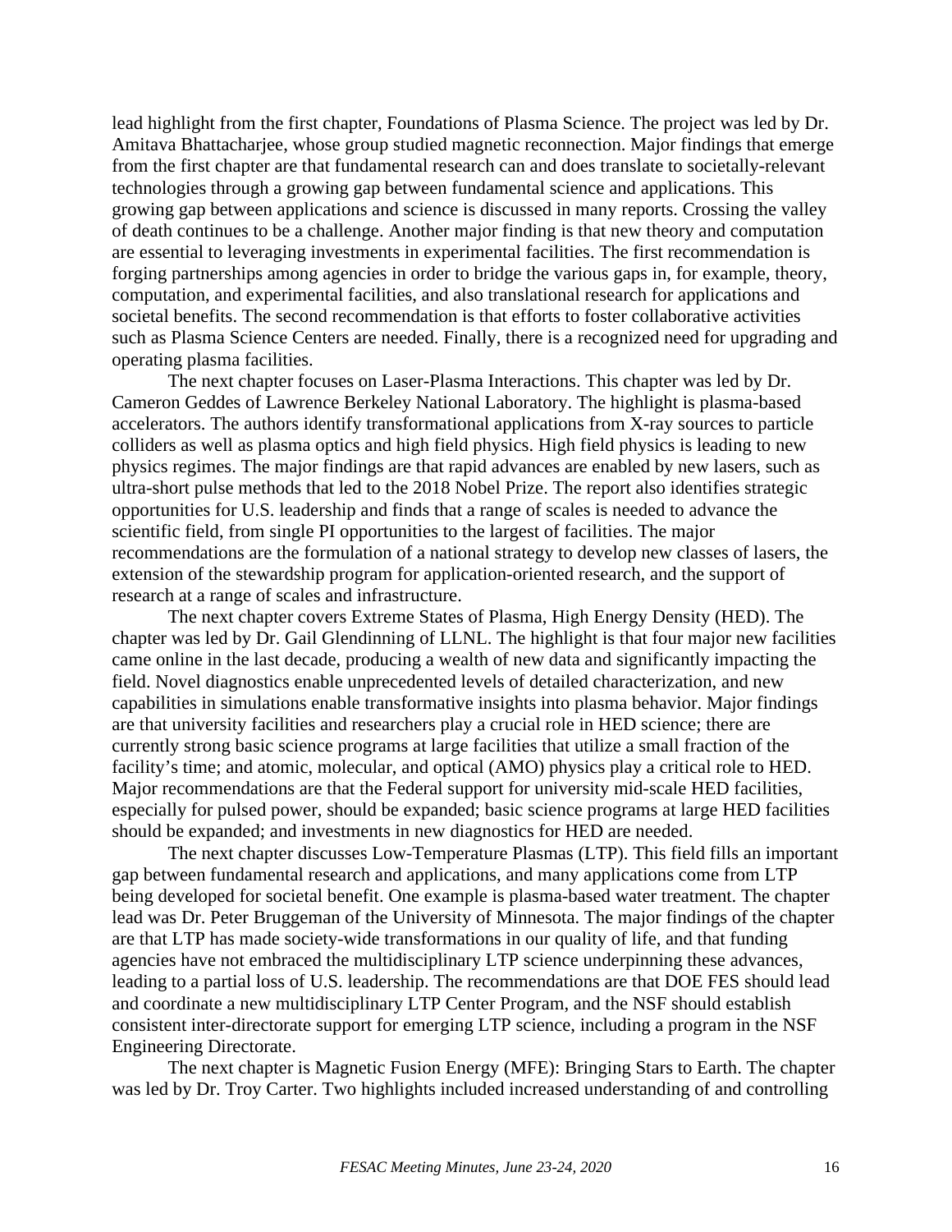lead highlight from the first chapter, Foundations of Plasma Science. The project was led by Dr. Amitava Bhattacharjee, whose group studied magnetic reconnection. Major findings that emerge from the first chapter are that fundamental research can and does translate to societally-relevant technologies through a growing gap between fundamental science and applications. This growing gap between applications and science is discussed in many reports. Crossing the valley of death continues to be a challenge. Another major finding is that new theory and computation are essential to leveraging investments in experimental facilities. The first recommendation is forging partnerships among agencies in order to bridge the various gaps in, for example, theory, computation, and experimental facilities, and also translational research for applications and societal benefits. The second recommendation is that efforts to foster collaborative activities such as Plasma Science Centers are needed. Finally, there is a recognized need for upgrading and operating plasma facilities.

The next chapter focuses on Laser-Plasma Interactions. This chapter was led by Dr. Cameron Geddes of Lawrence Berkeley National Laboratory. The highlight is plasma-based accelerators. The authors identify transformational applications from X-ray sources to particle colliders as well as plasma optics and high field physics. High field physics is leading to new physics regimes. The major findings are that rapid advances are enabled by new lasers, such as ultra-short pulse methods that led to the 2018 Nobel Prize. The report also identifies strategic opportunities for U.S. leadership and finds that a range of scales is needed to advance the scientific field, from single PI opportunities to the largest of facilities. The major recommendations are the formulation of a national strategy to develop new classes of lasers, the extension of the stewardship program for application-oriented research, and the support of research at a range of scales and infrastructure.

The next chapter covers Extreme States of Plasma, High Energy Density (HED). The chapter was led by Dr. Gail Glendinning of LLNL. The highlight is that four major new facilities came online in the last decade, producing a wealth of new data and significantly impacting the field. Novel diagnostics enable unprecedented levels of detailed characterization, and new capabilities in simulations enable transformative insights into plasma behavior. Major findings are that university facilities and researchers play a crucial role in HED science; there are currently strong basic science programs at large facilities that utilize a small fraction of the facility's time; and atomic, molecular, and optical (AMO) physics play a critical role to HED. Major recommendations are that the Federal support for university mid-scale HED facilities, especially for pulsed power, should be expanded; basic science programs at large HED facilities should be expanded; and investments in new diagnostics for HED are needed.

The next chapter discusses Low-Temperature Plasmas (LTP). This field fills an important gap between fundamental research and applications, and many applications come from LTP being developed for societal benefit. One example is plasma-based water treatment. The chapter lead was Dr. Peter Bruggeman of the University of Minnesota. The major findings of the chapter are that LTP has made society-wide transformations in our quality of life, and that funding agencies have not embraced the multidisciplinary LTP science underpinning these advances, leading to a partial loss of U.S. leadership. The recommendations are that DOE FES should lead and coordinate a new multidisciplinary LTP Center Program, and the NSF should establish consistent inter-directorate support for emerging LTP science, including a program in the NSF Engineering Directorate.

The next chapter is Magnetic Fusion Energy (MFE): Bringing Stars to Earth. The chapter was led by Dr. Troy Carter. Two highlights included increased understanding of and controlling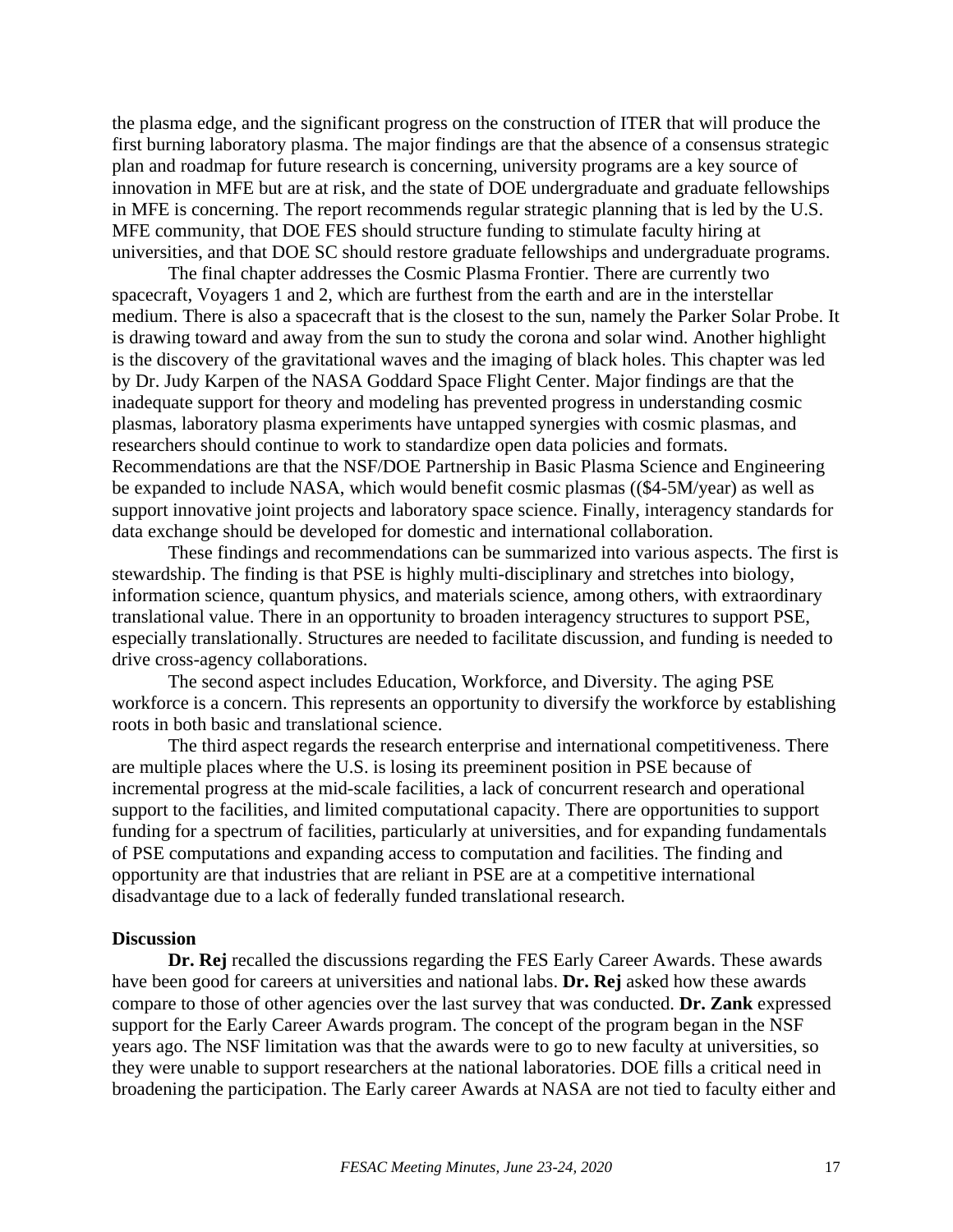the plasma edge, and the significant progress on the construction of ITER that will produce the first burning laboratory plasma. The major findings are that the absence of a consensus strategic plan and roadmap for future research is concerning, university programs are a key source of innovation in MFE but are at risk, and the state of DOE undergraduate and graduate fellowships in MFE is concerning. The report recommends regular strategic planning that is led by the U.S. MFE community, that DOE FES should structure funding to stimulate faculty hiring at universities, and that DOE SC should restore graduate fellowships and undergraduate programs.

The final chapter addresses the Cosmic Plasma Frontier. There are currently two spacecraft, Voyagers 1 and 2, which are furthest from the earth and are in the interstellar medium. There is also a spacecraft that is the closest to the sun, namely the Parker Solar Probe. It is drawing toward and away from the sun to study the corona and solar wind. Another highlight is the discovery of the gravitational waves and the imaging of black holes. This chapter was led by Dr. Judy Karpen of the NASA Goddard Space Flight Center. Major findings are that the inadequate support for theory and modeling has prevented progress in understanding cosmic plasmas, laboratory plasma experiments have untapped synergies with cosmic plasmas, and researchers should continue to work to standardize open data policies and formats. Recommendations are that the NSF/DOE Partnership in Basic Plasma Science and Engineering be expanded to include NASA, which would benefit cosmic plasmas (($4-5M/year) as well as support innovative joint projects and laboratory space science. Finally, interagency standards for data exchange should be developed for domestic and international collaboration.

These findings and recommendations can be summarized into various aspects. The first is stewardship. The finding is that PSE is highly multi-disciplinary and stretches into biology, information science, quantum physics, and materials science, among others, with extraordinary translational value. There in an opportunity to broaden interagency structures to support PSE, especially translationally. Structures are needed to facilitate discussion, and funding is needed to drive cross-agency collaborations.

The second aspect includes Education, Workforce, and Diversity. The aging PSE workforce is a concern. This represents an opportunity to diversify the workforce by establishing roots in both basic and translational science.

The third aspect regards the research enterprise and international competitiveness. There are multiple places where the U.S. is losing its preeminent position in PSE because of incremental progress at the mid-scale facilities, a lack of concurrent research and operational support to the facilities, and limited computational capacity. There are opportunities to support funding for a spectrum of facilities, particularly at universities, and for expanding fundamentals of PSE computations and expanding access to computation and facilities. The finding and opportunity are that industries that are reliant in PSE are at a competitive international disadvantage due to a lack of federally funded translational research.

**Discussion**

**Dr. Rej** recalled the discussions regarding the FES Early Career Awards. These awards have been good for careers at universities and national labs. **Dr. Rej** asked how these awards compare to those of other agencies over the last survey that was conducted. **Dr. Zank** expressed support for the Early Career Awards program. The concept of the program began in the NSF years ago. The NSF limitation was that the awards were to go to new faculty at universities, so they were unable to support researchers at the national laboratories. DOE fills a critical need in broadening the participation. The Early career Awards at NASA are not tied to faculty either and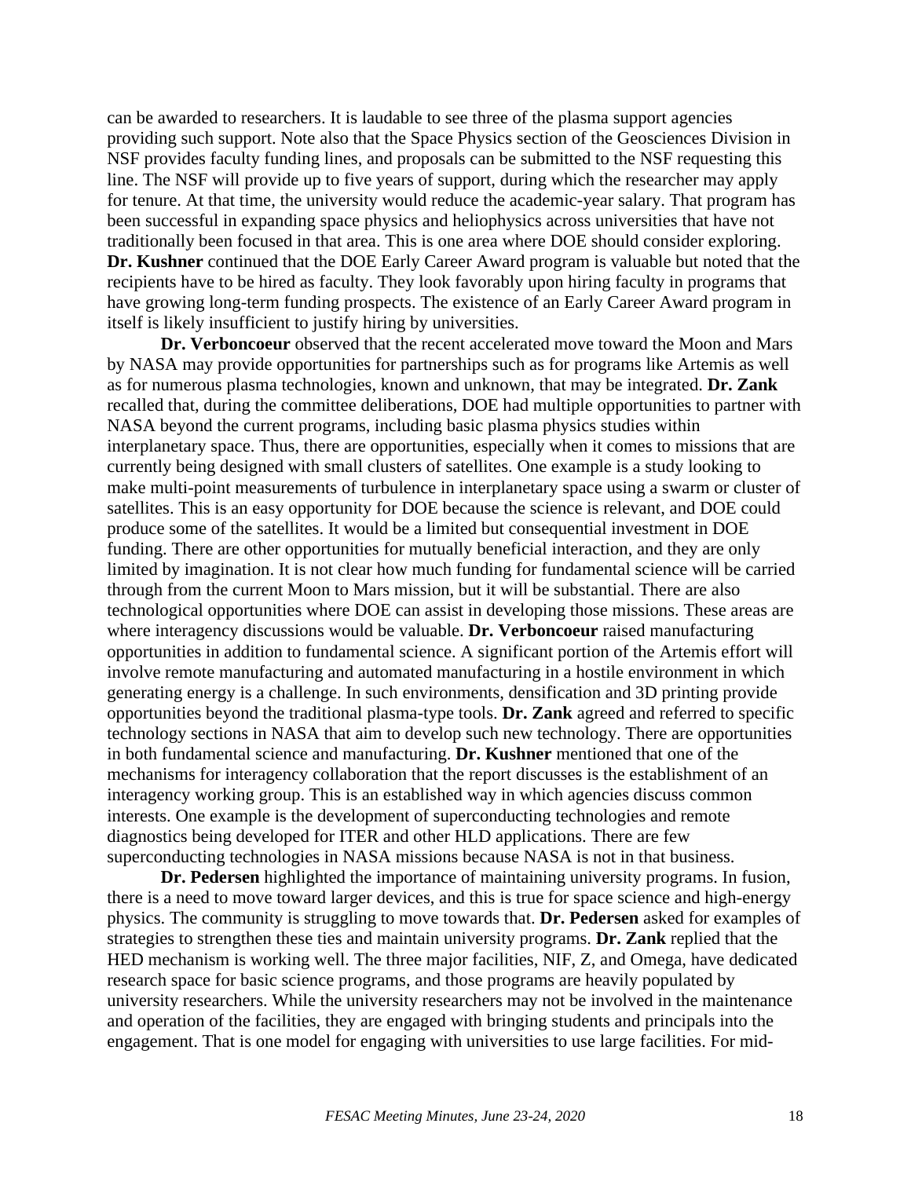can be awarded to researchers. It is laudable to see three of the plasma support agencies providing such support. Note also that the Space Physics section of the Geosciences Division in NSF provides faculty funding lines, and proposals can be submitted to the NSF requesting this line. The NSF will provide up to five years of support, during which the researcher may apply for tenure. At that time, the university would reduce the academic-year salary. That program has been successful in expanding space physics and heliophysics across universities that have not traditionally been focused in that area. This is one area where DOE should consider exploring. **Dr. Kushner** continued that the DOE Early Career Award program is valuable but noted that the recipients have to be hired as faculty. They look favorably upon hiring faculty in programs that have growing long-term funding prospects. The existence of an Early Career Award program in itself is likely insufficient to justify hiring by universities.

**Dr. Verboncoeur** observed that the recent accelerated move toward the Moon and Mars by NASA may provide opportunities for partnerships such as for programs like Artemis as well as for numerous plasma technologies, known and unknown, that may be integrated. **Dr. Zank** recalled that, during the committee deliberations, DOE had multiple opportunities to partner with NASA beyond the current programs, including basic plasma physics studies within interplanetary space. Thus, there are opportunities, especially when it comes to missions that are currently being designed with small clusters of satellites. One example is a study looking to make multi-point measurements of turbulence in interplanetary space using a swarm or cluster of satellites. This is an easy opportunity for DOE because the science is relevant, and DOE could produce some of the satellites. It would be a limited but consequential investment in DOE funding. There are other opportunities for mutually beneficial interaction, and they are only limited by imagination. It is not clear how much funding for fundamental science will be carried through from the current Moon to Mars mission, but it will be substantial. There are also technological opportunities where DOE can assist in developing those missions. These areas are where interagency discussions would be valuable. **Dr. Verboncoeur** raised manufacturing opportunities in addition to fundamental science. A significant portion of the Artemis effort will involve remote manufacturing and automated manufacturing in a hostile environment in which generating energy is a challenge. In such environments, densification and 3D printing provide opportunities beyond the traditional plasma-type tools. **Dr. Zank** agreed and referred to specific technology sections in NASA that aim to develop such new technology. There are opportunities in both fundamental science and manufacturing. **Dr. Kushner** mentioned that one of the mechanisms for interagency collaboration that the report discusses is the establishment of an interagency working group. This is an established way in which agencies discuss common interests. One example is the development of superconducting technologies and remote diagnostics being developed for ITER and other HLD applications. There are few superconducting technologies in NASA missions because NASA is not in that business.

**Dr. Pedersen** highlighted the importance of maintaining university programs. In fusion, there is a need to move toward larger devices, and this is true for space science and high-energy physics. The community is struggling to move towards that. **Dr. Pedersen** asked for examples of strategies to strengthen these ties and maintain university programs. **Dr. Zank** replied that the HED mechanism is working well. The three major facilities, NIF, Z, and Omega, have dedicated research space for basic science programs, and those programs are heavily populated by university researchers. While the university researchers may not be involved in the maintenance and operation of the facilities, they are engaged with bringing students and principals into the engagement. That is one model for engaging with universities to use large facilities. For mid-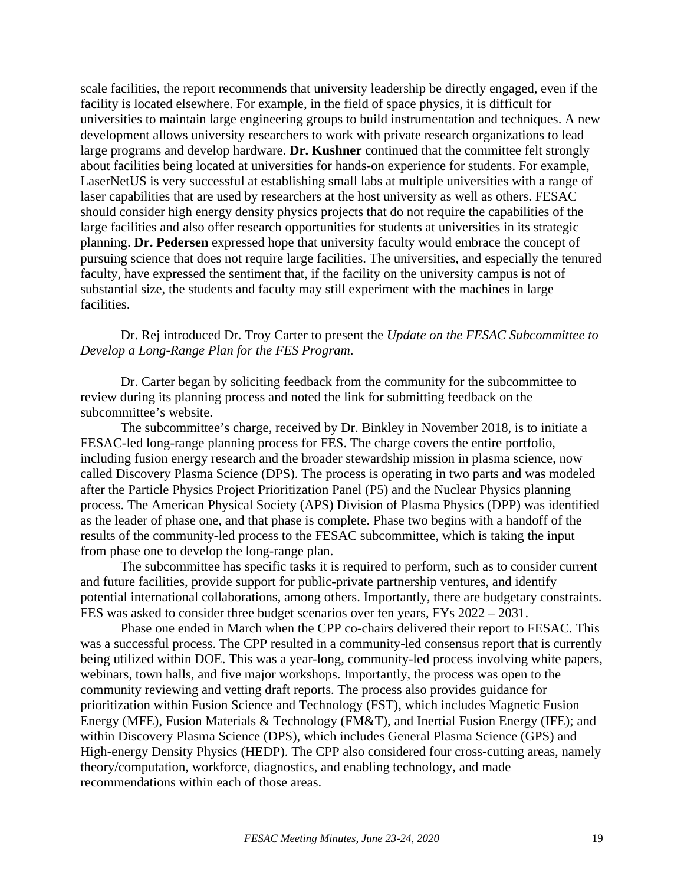scale facilities, the report recommends that university leadership be directly engaged, even if the facility is located elsewhere. For example, in the field of space physics, it is difficult for universities to maintain large engineering groups to build instrumentation and techniques. A new development allows university researchers to work with private research organizations to lead large programs and develop hardware. **Dr. Kushner** continued that the committee felt strongly about facilities being located at universities for hands-on experience for students. For example, LaserNetUS is very successful at establishing small labs at multiple universities with a range of laser capabilities that are used by researchers at the host university as well as others. FESAC should consider high energy density physics projects that do not require the capabilities of the large facilities and also offer research opportunities for students at universities in its strategic planning. **Dr. Pedersen** expressed hope that university faculty would embrace the concept of pursuing science that does not require large facilities. The universities, and especially the tenured faculty, have expressed the sentiment that, if the facility on the university campus is not of substantial size, the students and faculty may still experiment with the machines in large facilities.

Dr. Rej introduced Dr. Troy Carter to present the *Update on the FESAC Subcommittee to Develop a Long-Range Plan for the FES Program*.

Dr. Carter began by soliciting feedback from the community for the subcommittee to review during its planning process and noted the link for submitting feedback on the subcommittee's website.

The subcommittee's charge, received by Dr. Binkley in November 2018, is to initiate a FESAC-led long-range planning process for FES. The charge covers the entire portfolio, including fusion energy research and the broader stewardship mission in plasma science, now called Discovery Plasma Science (DPS). The process is operating in two parts and was modeled after the Particle Physics Project Prioritization Panel (P5) and the Nuclear Physics planning process. The American Physical Society (APS) Division of Plasma Physics (DPP) was identified as the leader of phase one, and that phase is complete. Phase two begins with a handoff of the results of the community-led process to the FESAC subcommittee, which is taking the input from phase one to develop the long-range plan.

The subcommittee has specific tasks it is required to perform, such as to consider current and future facilities, provide support for public-private partnership ventures, and identify potential international collaborations, among others. Importantly, there are budgetary constraints. FES was asked to consider three budget scenarios over ten years, FYs 2022 – 2031.

Phase one ended in March when the CPP co-chairs delivered their report to FESAC. This was a successful process. The CPP resulted in a community-led consensus report that is currently being utilized within DOE. This was a year-long, community-led process involving white papers, webinars, town halls, and five major workshops. Importantly, the process was open to the community reviewing and vetting draft reports. The process also provides guidance for prioritization within Fusion Science and Technology (FST), which includes Magnetic Fusion Energy (MFE), Fusion Materials & Technology (FM&T), and Inertial Fusion Energy (IFE); and within Discovery Plasma Science (DPS), which includes General Plasma Science (GPS) and High-energy Density Physics (HEDP). The CPP also considered four cross-cutting areas, namely theory/computation, workforce, diagnostics, and enabling technology, and made recommendations within each of those areas.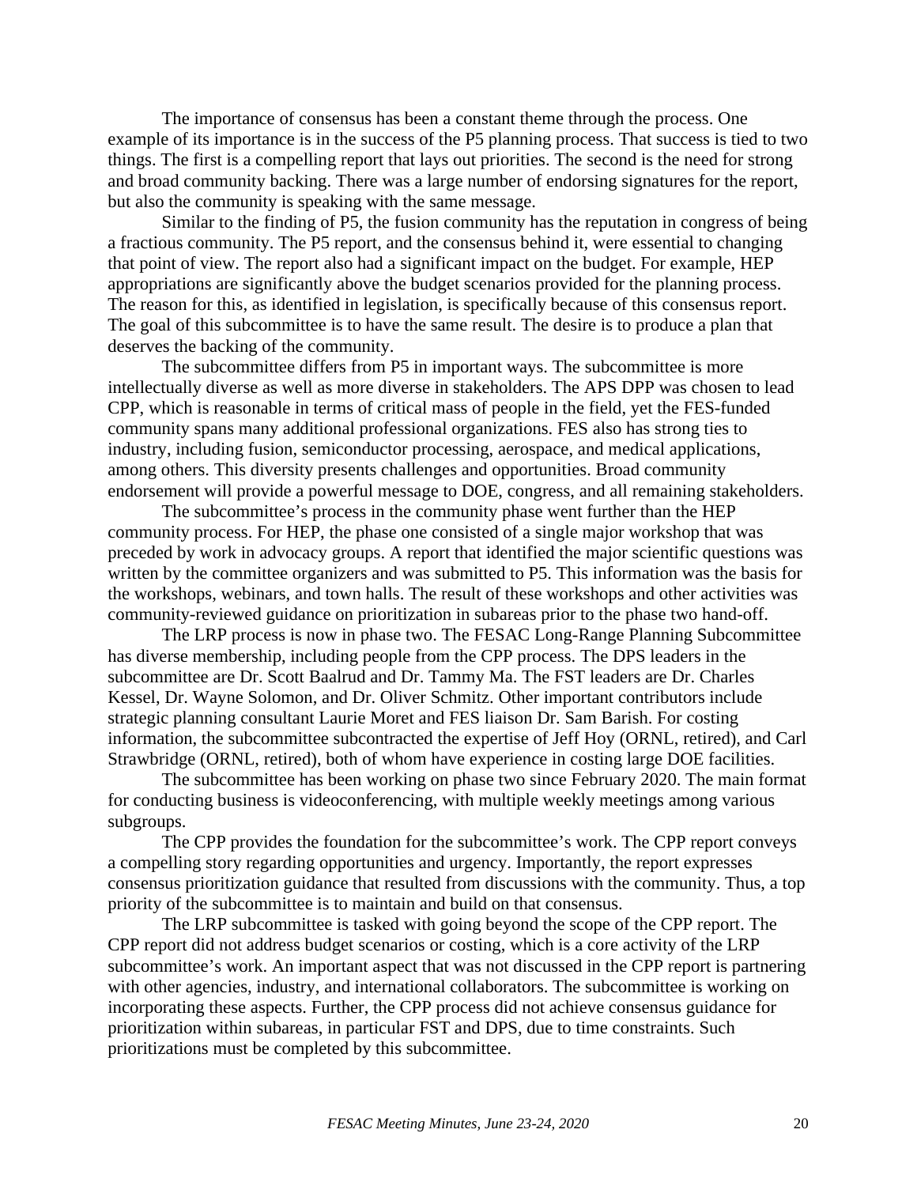The importance of consensus has been a constant theme through the process. One example of its importance is in the success of the P5 planning process. That success is tied to two things. The first is a compelling report that lays out priorities. The second is the need for strong and broad community backing. There was a large number of endorsing signatures for the report, but also the community is speaking with the same message.

Similar to the finding of P5, the fusion community has the reputation in congress of being a fractious community. The P5 report, and the consensus behind it, were essential to changing that point of view. The report also had a significant impact on the budget. For example, HEP appropriations are significantly above the budget scenarios provided for the planning process. The reason for this, as identified in legislation, is specifically because of this consensus report. The goal of this subcommittee is to have the same result. The desire is to produce a plan that deserves the backing of the community.

The subcommittee differs from P5 in important ways. The subcommittee is more intellectually diverse as well as more diverse in stakeholders. The APS DPP was chosen to lead CPP, which is reasonable in terms of critical mass of people in the field, yet the FES-funded community spans many additional professional organizations. FES also has strong ties to industry, including fusion, semiconductor processing, aerospace, and medical applications, among others. This diversity presents challenges and opportunities. Broad community endorsement will provide a powerful message to DOE, congress, and all remaining stakeholders.

The subcommittee's process in the community phase went further than the HEP community process. For HEP, the phase one consisted of a single major workshop that was preceded by work in advocacy groups. A report that identified the major scientific questions was written by the committee organizers and was submitted to P5. This information was the basis for the workshops, webinars, and town halls. The result of these workshops and other activities was community-reviewed guidance on prioritization in subareas prior to the phase two hand-off.

The LRP process is now in phase two. The FESAC Long-Range Planning Subcommittee has diverse membership, including people from the CPP process. The DPS leaders in the subcommittee are Dr. Scott Baalrud and Dr. Tammy Ma. The FST leaders are Dr. Charles Kessel, Dr. Wayne Solomon, and Dr. Oliver Schmitz. Other important contributors include strategic planning consultant Laurie Moret and FES liaison Dr. Sam Barish. For costing information, the subcommittee subcontracted the expertise of Jeff Hoy (ORNL, retired), and Carl Strawbridge (ORNL, retired), both of whom have experience in costing large DOE facilities.

The subcommittee has been working on phase two since February 2020. The main format for conducting business is videoconferencing, with multiple weekly meetings among various subgroups.

The CPP provides the foundation for the subcommittee's work. The CPP report conveys a compelling story regarding opportunities and urgency. Importantly, the report expresses consensus prioritization guidance that resulted from discussions with the community. Thus, a top priority of the subcommittee is to maintain and build on that consensus.

The LRP subcommittee is tasked with going beyond the scope of the CPP report. The CPP report did not address budget scenarios or costing, which is a core activity of the LRP subcommittee's work. An important aspect that was not discussed in the CPP report is partnering with other agencies, industry, and international collaborators. The subcommittee is working on incorporating these aspects. Further, the CPP process did not achieve consensus guidance for prioritization within subareas, in particular FST and DPS, due to time constraints. Such prioritizations must be completed by this subcommittee.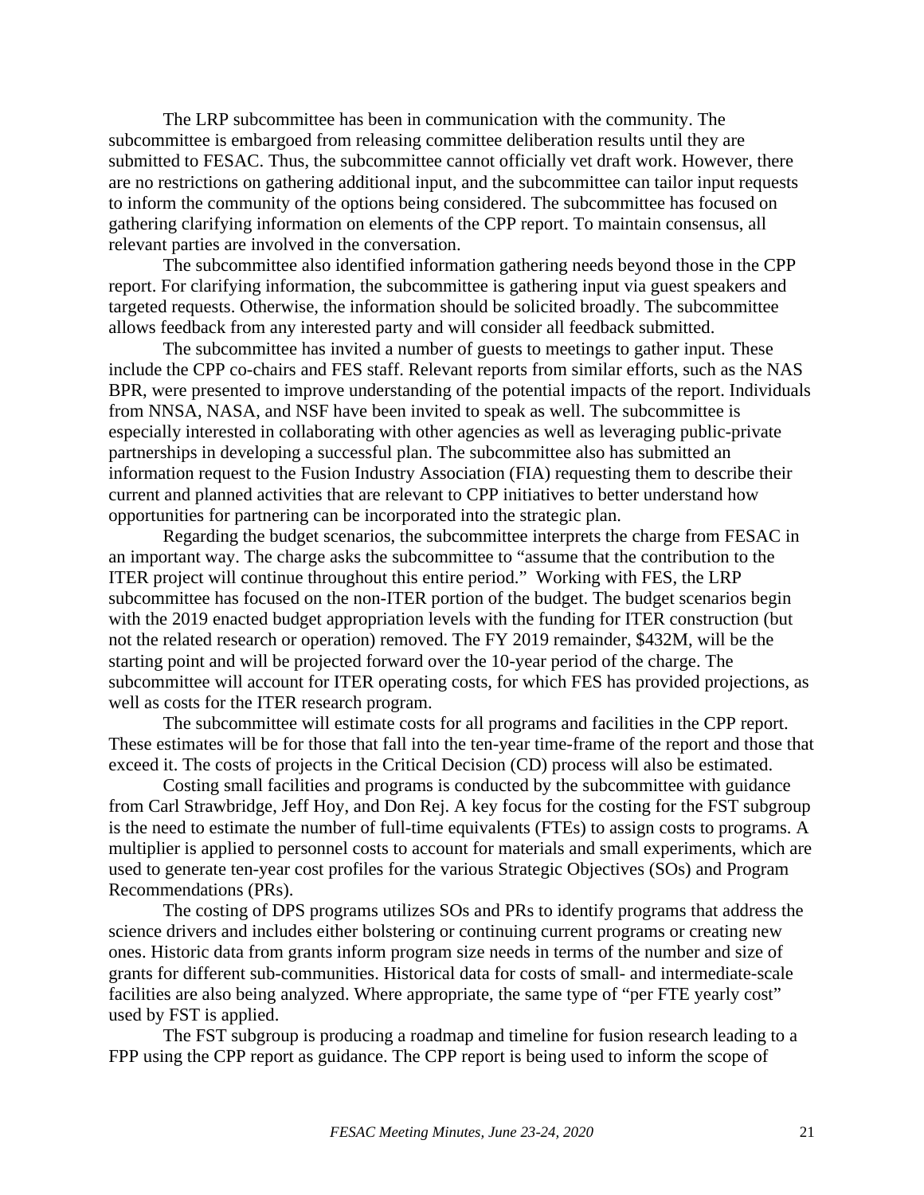The LRP subcommittee has been in communication with the community. The subcommittee is embargoed from releasing committee deliberation results until they are submitted to FESAC. Thus, the subcommittee cannot officially vet draft work. However, there are no restrictions on gathering additional input, and the subcommittee can tailor input requests to inform the community of the options being considered. The subcommittee has focused on gathering clarifying information on elements of the CPP report. To maintain consensus, all relevant parties are involved in the conversation.

The subcommittee also identified information gathering needs beyond those in the CPP report. For clarifying information, the subcommittee is gathering input via guest speakers and targeted requests. Otherwise, the information should be solicited broadly. The subcommittee allows feedback from any interested party and will consider all feedback submitted.

The subcommittee has invited a number of guests to meetings to gather input. These include the CPP co-chairs and FES staff. Relevant reports from similar efforts, such as the NAS BPR, were presented to improve understanding of the potential impacts of the report. Individuals from NNSA, NASA, and NSF have been invited to speak as well. The subcommittee is especially interested in collaborating with other agencies as well as leveraging public-private partnerships in developing a successful plan. The subcommittee also has submitted an information request to the Fusion Industry Association (FIA) requesting them to describe their current and planned activities that are relevant to CPP initiatives to better understand how opportunities for partnering can be incorporated into the strategic plan.

Regarding the budget scenarios, the subcommittee interprets the charge from FESAC in an important way. The charge asks the subcommittee to "assume that the contribution to the ITER project will continue throughout this entire period." Working with FES, the LRP subcommittee has focused on the non-ITER portion of the budget. The budget scenarios begin with the 2019 enacted budget appropriation levels with the funding for ITER construction (but not the related research or operation) removed. The FY 2019 remainder, $432M, will be the starting point and will be projected forward over the 10-year period of the charge. The subcommittee will account for ITER operating costs, for which FES has provided projections, as well as costs for the ITER research program.

The subcommittee will estimate costs for all programs and facilities in the CPP report. These estimates will be for those that fall into the ten-year time-frame of the report and those that exceed it. The costs of projects in the Critical Decision (CD) process will also be estimated.

Costing small facilities and programs is conducted by the subcommittee with guidance from Carl Strawbridge, Jeff Hoy, and Don Rej. A key focus for the costing for the FST subgroup is the need to estimate the number of full-time equivalents (FTEs) to assign costs to programs. A multiplier is applied to personnel costs to account for materials and small experiments, which are used to generate ten-year cost profiles for the various Strategic Objectives (SOs) and Program Recommendations (PRs).

The costing of DPS programs utilizes SOs and PRs to identify programs that address the science drivers and includes either bolstering or continuing current programs or creating new ones. Historic data from grants inform program size needs in terms of the number and size of grants for different sub-communities. Historical data for costs of small- and intermediate-scale facilities are also being analyzed. Where appropriate, the same type of "per FTE yearly cost" used by FST is applied.

The FST subgroup is producing a roadmap and timeline for fusion research leading to a FPP using the CPP report as guidance. The CPP report is being used to inform the scope of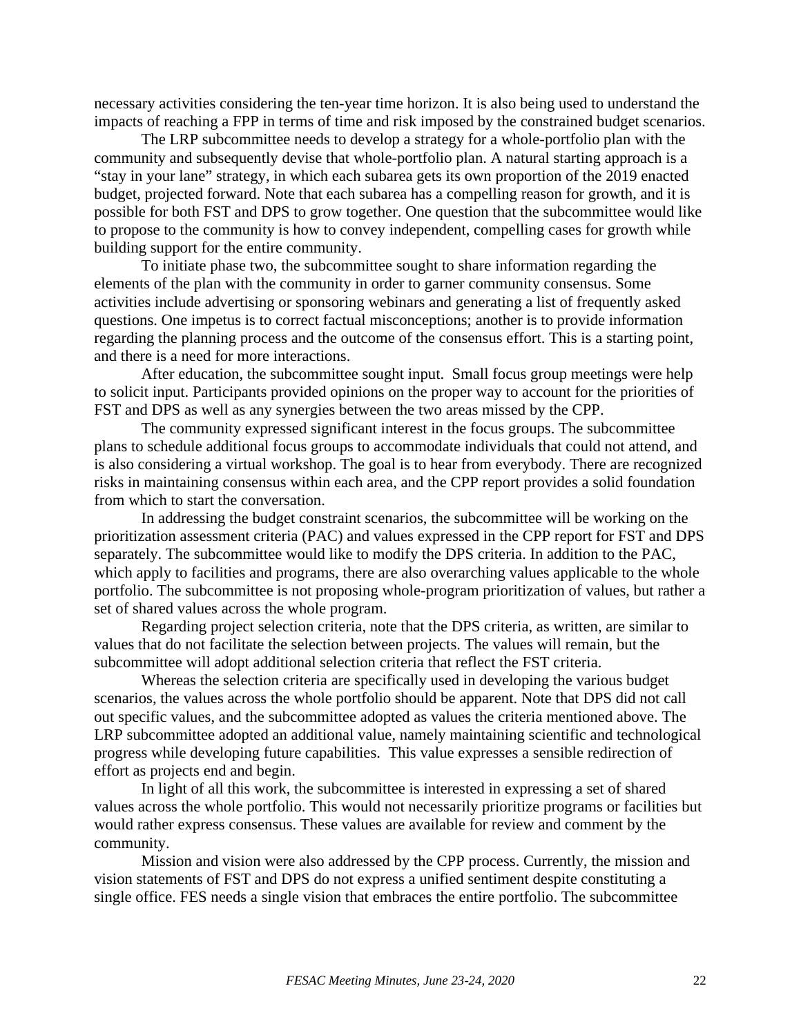necessary activities considering the ten-year time horizon. It is also being used to understand the impacts of reaching a FPP in terms of time and risk imposed by the constrained budget scenarios.

The LRP subcommittee needs to develop a strategy for a whole-portfolio plan with the community and subsequently devise that whole-portfolio plan. A natural starting approach is a "stay in your lane" strategy, in which each subarea gets its own proportion of the 2019 enacted budget, projected forward. Note that each subarea has a compelling reason for growth, and it is possible for both FST and DPS to grow together. One question that the subcommittee would like to propose to the community is how to convey independent, compelling cases for growth while building support for the entire community.

To initiate phase two, the subcommittee sought to share information regarding the elements of the plan with the community in order to garner community consensus. Some activities include advertising or sponsoring webinars and generating a list of frequently asked questions. One impetus is to correct factual misconceptions; another is to provide information regarding the planning process and the outcome of the consensus effort. This is a starting point, and there is a need for more interactions.

After education, the subcommittee sought input. Small focus group meetings were help to solicit input. Participants provided opinions on the proper way to account for the priorities of FST and DPS as well as any synergies between the two areas missed by the CPP.

The community expressed significant interest in the focus groups. The subcommittee plans to schedule additional focus groups to accommodate individuals that could not attend, and is also considering a virtual workshop. The goal is to hear from everybody. There are recognized risks in maintaining consensus within each area, and the CPP report provides a solid foundation from which to start the conversation.

In addressing the budget constraint scenarios, the subcommittee will be working on the prioritization assessment criteria (PAC) and values expressed in the CPP report for FST and DPS separately. The subcommittee would like to modify the DPS criteria. In addition to the PAC, which apply to facilities and programs, there are also overarching values applicable to the whole portfolio. The subcommittee is not proposing whole-program prioritization of values, but rather a set of shared values across the whole program.

Regarding project selection criteria, note that the DPS criteria, as written, are similar to values that do not facilitate the selection between projects. The values will remain, but the subcommittee will adopt additional selection criteria that reflect the FST criteria.

Whereas the selection criteria are specifically used in developing the various budget scenarios, the values across the whole portfolio should be apparent. Note that DPS did not call out specific values, and the subcommittee adopted as values the criteria mentioned above. The LRP subcommittee adopted an additional value, namely maintaining scientific and technological progress while developing future capabilities. This value expresses a sensible redirection of effort as projects end and begin.

In light of all this work, the subcommittee is interested in expressing a set of shared values across the whole portfolio. This would not necessarily prioritize programs or facilities but would rather express consensus. These values are available for review and comment by the community.

Mission and vision were also addressed by the CPP process. Currently, the mission and vision statements of FST and DPS do not express a unified sentiment despite constituting a single office. FES needs a single vision that embraces the entire portfolio. The subcommittee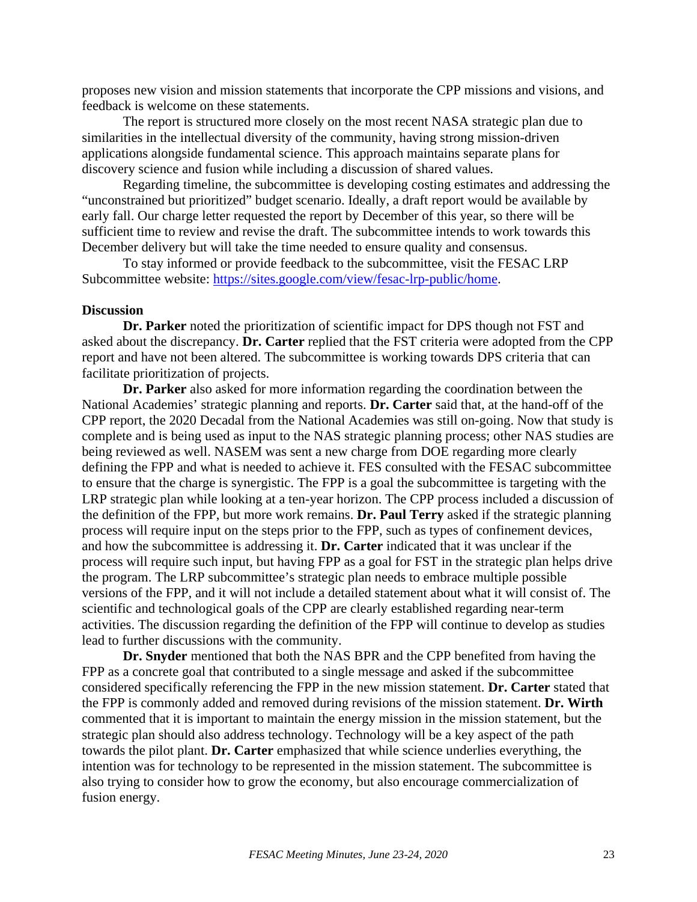proposes new vision and mission statements that incorporate the CPP missions and visions, and feedback is welcome on these statements.

The report is structured more closely on the most recent NASA strategic plan due to similarities in the intellectual diversity of the community, having strong mission-driven applications alongside fundamental science. This approach maintains separate plans for discovery science and fusion while including a discussion of shared values.

Regarding timeline, the subcommittee is developing costing estimates and addressing the "unconstrained but prioritized" budget scenario. Ideally, a draft report would be available by early fall. Our charge letter requested the report by December of this year, so there will be sufficient time to review and revise the draft. The subcommittee intends to work towards this December delivery but will take the time needed to ensure quality and consensus.

To stay informed or provide feedback to the subcommittee, visit the FESAC LRP Subcommittee website: https://sites.google.com/view/fesac-lrp-public/home.

**Discussion**

**Dr. Parker** noted the prioritization of scientific impact for DPS though not FST and asked about the discrepancy. **Dr. Carter** replied that the FST criteria were adopted from the CPP report and have not been altered. The subcommittee is working towards DPS criteria that can facilitate prioritization of projects.

**Dr. Parker** also asked for more information regarding the coordination between the National Academies' strategic planning and reports. **Dr. Carter** said that, at the hand-off of the CPP report, the 2020 Decadal from the National Academies was still on-going. Now that study is complete and is being used as input to the NAS strategic planning process; other NAS studies are being reviewed as well. NASEM was sent a new charge from DOE regarding more clearly defining the FPP and what is needed to achieve it. FES consulted with the FESAC subcommittee to ensure that the charge is synergistic. The FPP is a goal the subcommittee is targeting with the LRP strategic plan while looking at a ten-year horizon. The CPP process included a discussion of the definition of the FPP, but more work remains. **Dr. Paul Terry** asked if the strategic planning process will require input on the steps prior to the FPP, such as types of confinement devices, and how the subcommittee is addressing it. **Dr. Carter** indicated that it was unclear if the process will require such input, but having FPP as a goal for FST in the strategic plan helps drive the program. The LRP subcommittee's strategic plan needs to embrace multiple possible versions of the FPP, and it will not include a detailed statement about what it will consist of. The scientific and technological goals of the CPP are clearly established regarding near-term activities. The discussion regarding the definition of the FPP will continue to develop as studies lead to further discussions with the community.

**Dr. Snyder** mentioned that both the NAS BPR and the CPP benefited from having the FPP as a concrete goal that contributed to a single message and asked if the subcommittee considered specifically referencing the FPP in the new mission statement. **Dr. Carter** stated that the FPP is commonly added and removed during revisions of the mission statement. **Dr. Wirth** commented that it is important to maintain the energy mission in the mission statement, but the strategic plan should also address technology. Technology will be a key aspect of the path towards the pilot plant. **Dr. Carter** emphasized that while science underlies everything, the intention was for technology to be represented in the mission statement. The subcommittee is also trying to consider how to grow the economy, but also encourage commercialization of fusion energy.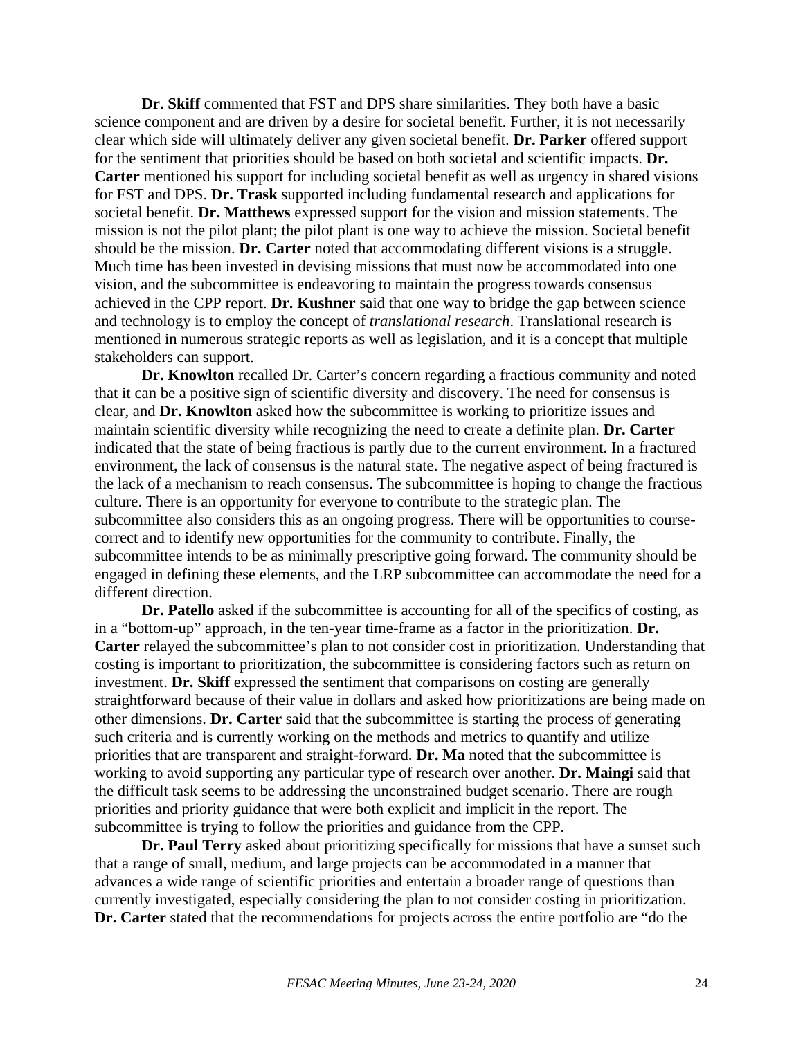**Dr. Skiff** commented that FST and DPS share similarities. They both have a basic science component and are driven by a desire for societal benefit. Further, it is not necessarily clear which side will ultimately deliver any given societal benefit. **Dr. Parker** offered support for the sentiment that priorities should be based on both societal and scientific impacts. **Dr. Carter** mentioned his support for including societal benefit as well as urgency in shared visions for FST and DPS. **Dr. Trask** supported including fundamental research and applications for societal benefit. **Dr. Matthews** expressed support for the vision and mission statements. The mission is not the pilot plant; the pilot plant is one way to achieve the mission. Societal benefit should be the mission. **Dr. Carter** noted that accommodating different visions is a struggle. Much time has been invested in devising missions that must now be accommodated into one vision, and the subcommittee is endeavoring to maintain the progress towards consensus achieved in the CPP report. **Dr. Kushner** said that one way to bridge the gap between science and technology is to employ the concept of *translational research*. Translational research is mentioned in numerous strategic reports as well as legislation, and it is a concept that multiple stakeholders can support.

**Dr. Knowlton** recalled Dr. Carter's concern regarding a fractious community and noted that it can be a positive sign of scientific diversity and discovery. The need for consensus is clear, and **Dr. Knowlton** asked how the subcommittee is working to prioritize issues and maintain scientific diversity while recognizing the need to create a definite plan. **Dr. Carter** indicated that the state of being fractious is partly due to the current environment. In a fractured environment, the lack of consensus is the natural state. The negative aspect of being fractured is the lack of a mechanism to reach consensus. The subcommittee is hoping to change the fractious culture. There is an opportunity for everyone to contribute to the strategic plan. The subcommittee also considers this as an ongoing progress. There will be opportunities to course-correct and to identify new opportunities for the community to contribute. Finally, the subcommittee intends to be as minimally prescriptive going forward. The community should be engaged in defining these elements, and the LRP subcommittee can accommodate the need for a different direction.

**Dr. Patello** asked if the subcommittee is accounting for all of the specifics of costing, as in a "bottom-up" approach, in the ten-year time-frame as a factor in the prioritization. **Dr. Carter** relayed the subcommittee's plan to not consider cost in prioritization. Understanding that costing is important to prioritization, the subcommittee is considering factors such as return on investment. **Dr. Skiff** expressed the sentiment that comparisons on costing are generally straightforward because of their value in dollars and asked how prioritizations are being made on other dimensions. **Dr. Carter** said that the subcommittee is starting the process of generating such criteria and is currently working on the methods and metrics to quantify and utilize priorities that are transparent and straight-forward. **Dr. Ma** noted that the subcommittee is working to avoid supporting any particular type of research over another. **Dr. Maingi** said that the difficult task seems to be addressing the unconstrained budget scenario. There are rough priorities and priority guidance that were both explicit and implicit in the report. The subcommittee is trying to follow the priorities and guidance from the CPP.

**Dr. Paul Terry** asked about prioritizing specifically for missions that have a sunset such that a range of small, medium, and large projects can be accommodated in a manner that advances a wide range of scientific priorities and entertain a broader range of questions than currently investigated, especially considering the plan to not consider costing in prioritization. **Dr. Carter** stated that the recommendations for projects across the entire portfolio are "do the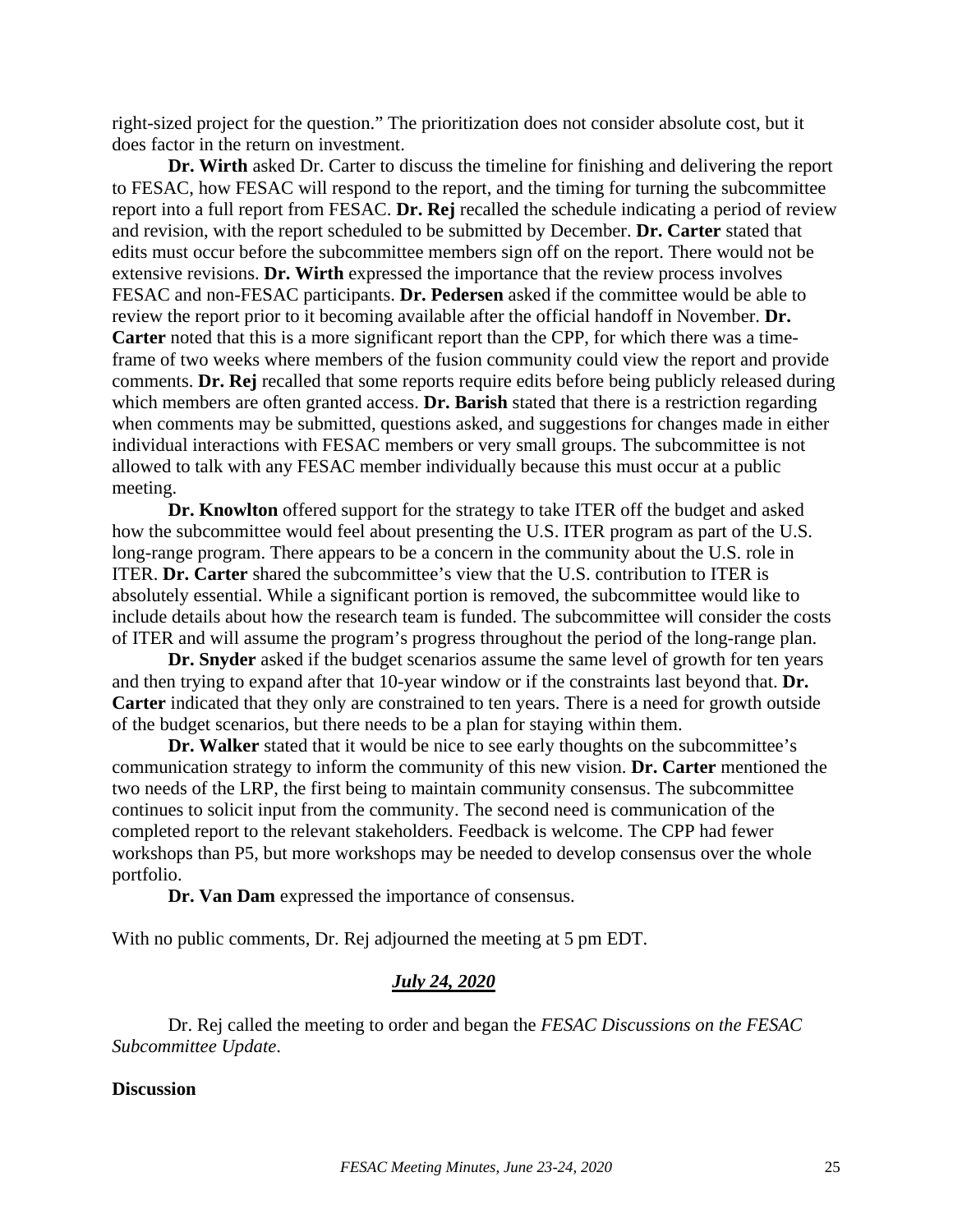right-sized project for the question." The prioritization does not consider absolute cost, but it does factor in the return on investment.

**Dr. Wirth** asked Dr. Carter to discuss the timeline for finishing and delivering the report to FESAC, how FESAC will respond to the report, and the timing for turning the subcommittee report into a full report from FESAC. **Dr. Rej** recalled the schedule indicating a period of review and revision, with the report scheduled to be submitted by December. **Dr. Carter** stated that edits must occur before the subcommittee members sign off on the report. There would not be extensive revisions. **Dr. Wirth** expressed the importance that the review process involves FESAC and non-FESAC participants. **Dr. Pedersen** asked if the committee would be able to review the report prior to it becoming available after the official handoff in November. **Dr. Carter** noted that this is a more significant report than the CPP, for which there was a time-frame of two weeks where members of the fusion community could view the report and provide comments. **Dr. Rej** recalled that some reports require edits before being publicly released during which members are often granted access. **Dr. Barish** stated that there is a restriction regarding when comments may be submitted, questions asked, and suggestions for changes made in either individual interactions with FESAC members or very small groups. The subcommittee is not allowed to talk with any FESAC member individually because this must occur at a public meeting.

**Dr. Knowlton** offered support for the strategy to take ITER off the budget and asked how the subcommittee would feel about presenting the U.S. ITER program as part of the U.S. long-range program. There appears to be a concern in the community about the U.S. role in ITER. **Dr. Carter** shared the subcommittee's view that the U.S. contribution to ITER is absolutely essential. While a significant portion is removed, the subcommittee would like to include details about how the research team is funded. The subcommittee will consider the costs of ITER and will assume the program's progress throughout the period of the long-range plan.

**Dr. Snyder** asked if the budget scenarios assume the same level of growth for ten years and then trying to expand after that 10-year window or if the constraints last beyond that. **Dr. Carter** indicated that they only are constrained to ten years. There is a need for growth outside of the budget scenarios, but there needs to be a plan for staying within them.

**Dr. Walker** stated that it would be nice to see early thoughts on the subcommittee's communication strategy to inform the community of this new vision. **Dr. Carter** mentioned the two needs of the LRP, the first being to maintain community consensus. The subcommittee continues to solicit input from the community. The second need is communication of the completed report to the relevant stakeholders. Feedback is welcome. The CPP had fewer workshops than P5, but more workshops may be needed to develop consensus over the whole portfolio.

**Dr. Van Dam** expressed the importance of consensus.

With no public comments, Dr. Rej adjourned the meeting at 5 pm EDT.

## ***July 24, 2020***

Dr. Rej called the meeting to order and began the *FESAC Discussions on the FESAC Subcommittee Update*.

**Discussion**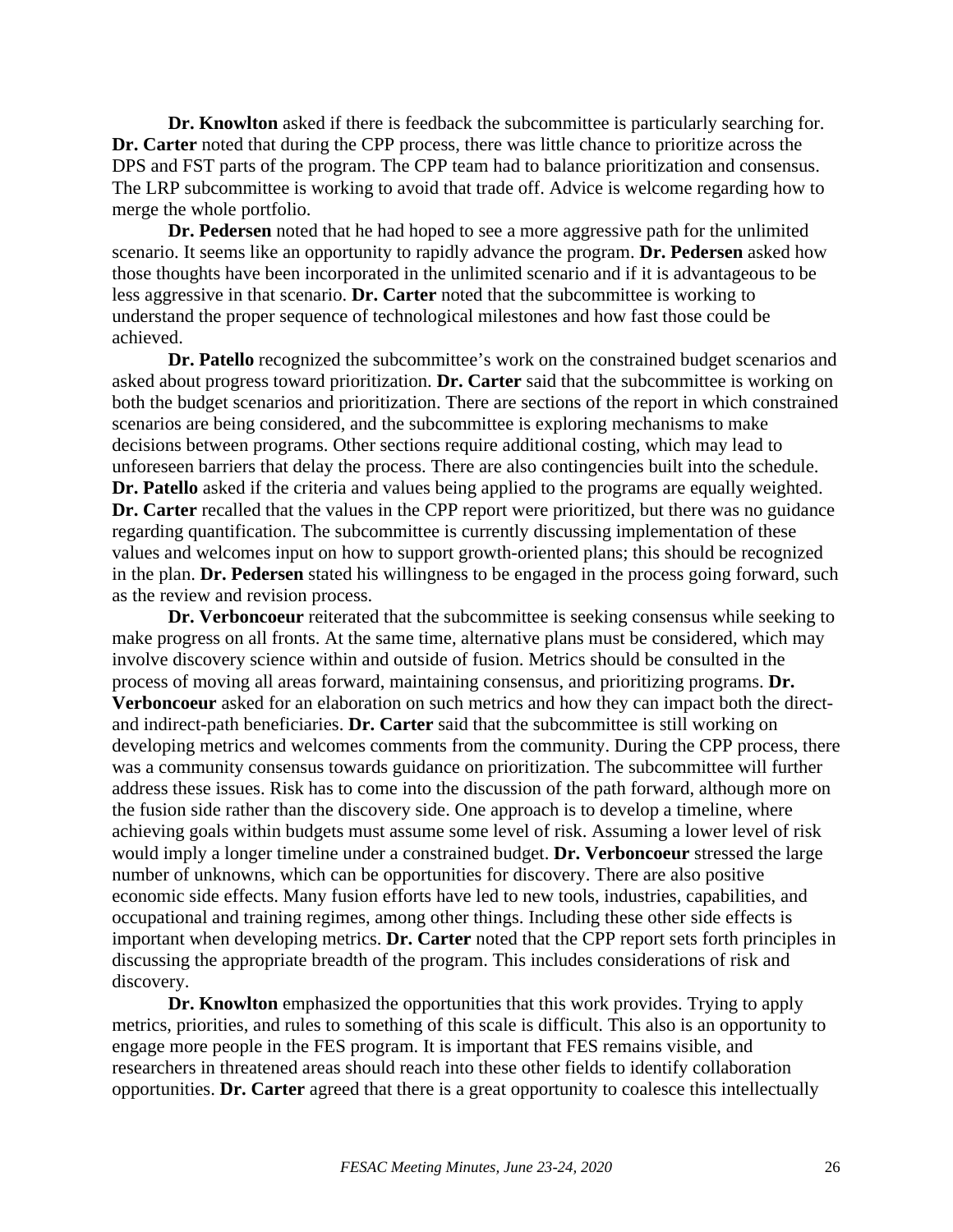**Dr. Knowlton** asked if there is feedback the subcommittee is particularly searching for. **Dr. Carter** noted that during the CPP process, there was little chance to prioritize across the DPS and FST parts of the program. The CPP team had to balance prioritization and consensus. The LRP subcommittee is working to avoid that trade off. Advice is welcome regarding how to merge the whole portfolio.

**Dr. Pedersen** noted that he had hoped to see a more aggressive path for the unlimited scenario. It seems like an opportunity to rapidly advance the program. **Dr. Pedersen** asked how those thoughts have been incorporated in the unlimited scenario and if it is advantageous to be less aggressive in that scenario. **Dr. Carter** noted that the subcommittee is working to understand the proper sequence of technological milestones and how fast those could be achieved.

**Dr. Patello** recognized the subcommittee's work on the constrained budget scenarios and asked about progress toward prioritization. **Dr. Carter** said that the subcommittee is working on both the budget scenarios and prioritization. There are sections of the report in which constrained scenarios are being considered, and the subcommittee is exploring mechanisms to make decisions between programs. Other sections require additional costing, which may lead to unforeseen barriers that delay the process. There are also contingencies built into the schedule. **Dr. Patello** asked if the criteria and values being applied to the programs are equally weighted. **Dr. Carter** recalled that the values in the CPP report were prioritized, but there was no guidance regarding quantification. The subcommittee is currently discussing implementation of these values and welcomes input on how to support growth-oriented plans; this should be recognized in the plan. **Dr. Pedersen** stated his willingness to be engaged in the process going forward, such as the review and revision process.

**Dr. Verboncoeur** reiterated that the subcommittee is seeking consensus while seeking to make progress on all fronts. At the same time, alternative plans must be considered, which may involve discovery science within and outside of fusion. Metrics should be consulted in the process of moving all areas forward, maintaining consensus, and prioritizing programs. **Dr. Verboncoeur** asked for an elaboration on such metrics and how they can impact both the direct- and indirect-path beneficiaries. **Dr. Carter** said that the subcommittee is still working on developing metrics and welcomes comments from the community. During the CPP process, there was a community consensus towards guidance on prioritization. The subcommittee will further address these issues. Risk has to come into the discussion of the path forward, although more on the fusion side rather than the discovery side. One approach is to develop a timeline, where achieving goals within budgets must assume some level of risk. Assuming a lower level of risk would imply a longer timeline under a constrained budget. **Dr. Verboncoeur** stressed the large number of unknowns, which can be opportunities for discovery. There are also positive economic side effects. Many fusion efforts have led to new tools, industries, capabilities, and occupational and training regimes, among other things. Including these other side effects is important when developing metrics. **Dr. Carter** noted that the CPP report sets forth principles in discussing the appropriate breadth of the program. This includes considerations of risk and discovery.

**Dr. Knowlton** emphasized the opportunities that this work provides. Trying to apply metrics, priorities, and rules to something of this scale is difficult. This also is an opportunity to engage more people in the FES program. It is important that FES remains visible, and researchers in threatened areas should reach into these other fields to identify collaboration opportunities. **Dr. Carter** agreed that there is a great opportunity to coalesce this intellectually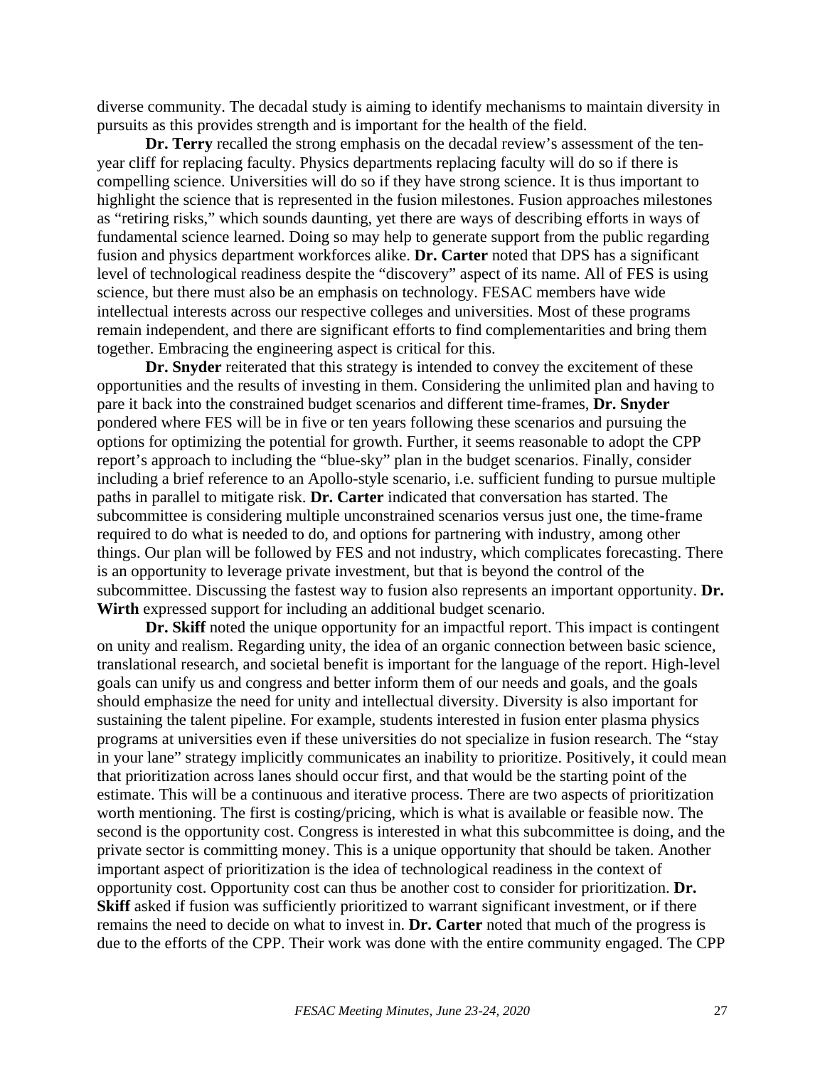diverse community. The decadal study is aiming to identify mechanisms to maintain diversity in pursuits as this provides strength and is important for the health of the field.

**Dr. Terry** recalled the strong emphasis on the decadal review's assessment of the ten-year cliff for replacing faculty. Physics departments replacing faculty will do so if there is compelling science. Universities will do so if they have strong science. It is thus important to highlight the science that is represented in the fusion milestones. Fusion approaches milestones as "retiring risks," which sounds daunting, yet there are ways of describing efforts in ways of fundamental science learned. Doing so may help to generate support from the public regarding fusion and physics department workforces alike. **Dr. Carter** noted that DPS has a significant level of technological readiness despite the "discovery" aspect of its name. All of FES is using science, but there must also be an emphasis on technology. FESAC members have wide intellectual interests across our respective colleges and universities. Most of these programs remain independent, and there are significant efforts to find complementarities and bring them together. Embracing the engineering aspect is critical for this.

**Dr. Snyder** reiterated that this strategy is intended to convey the excitement of these opportunities and the results of investing in them. Considering the unlimited plan and having to pare it back into the constrained budget scenarios and different time-frames, **Dr. Snyder** pondered where FES will be in five or ten years following these scenarios and pursuing the options for optimizing the potential for growth. Further, it seems reasonable to adopt the CPP report's approach to including the "blue-sky" plan in the budget scenarios. Finally, consider including a brief reference to an Apollo-style scenario, i.e. sufficient funding to pursue multiple paths in parallel to mitigate risk. **Dr. Carter** indicated that conversation has started. The subcommittee is considering multiple unconstrained scenarios versus just one, the time-frame required to do what is needed to do, and options for partnering with industry, among other things. Our plan will be followed by FES and not industry, which complicates forecasting. There is an opportunity to leverage private investment, but that is beyond the control of the subcommittee. Discussing the fastest way to fusion also represents an important opportunity. **Dr. Wirth** expressed support for including an additional budget scenario.

**Dr. Skiff** noted the unique opportunity for an impactful report. This impact is contingent on unity and realism. Regarding unity, the idea of an organic connection between basic science, translational research, and societal benefit is important for the language of the report. High-level goals can unify us and congress and better inform them of our needs and goals, and the goals should emphasize the need for unity and intellectual diversity. Diversity is also important for sustaining the talent pipeline. For example, students interested in fusion enter plasma physics programs at universities even if these universities do not specialize in fusion research. The "stay in your lane" strategy implicitly communicates an inability to prioritize. Positively, it could mean that prioritization across lanes should occur first, and that would be the starting point of the estimate. This will be a continuous and iterative process. There are two aspects of prioritization worth mentioning. The first is costing/pricing, which is what is available or feasible now. The second is the opportunity cost. Congress is interested in what this subcommittee is doing, and the private sector is committing money. This is a unique opportunity that should be taken. Another important aspect of prioritization is the idea of technological readiness in the context of opportunity cost. Opportunity cost can thus be another cost to consider for prioritization. **Dr. Skiff** asked if fusion was sufficiently prioritized to warrant significant investment, or if there remains the need to decide on what to invest in. **Dr. Carter** noted that much of the progress is due to the efforts of the CPP. Their work was done with the entire community engaged. The CPP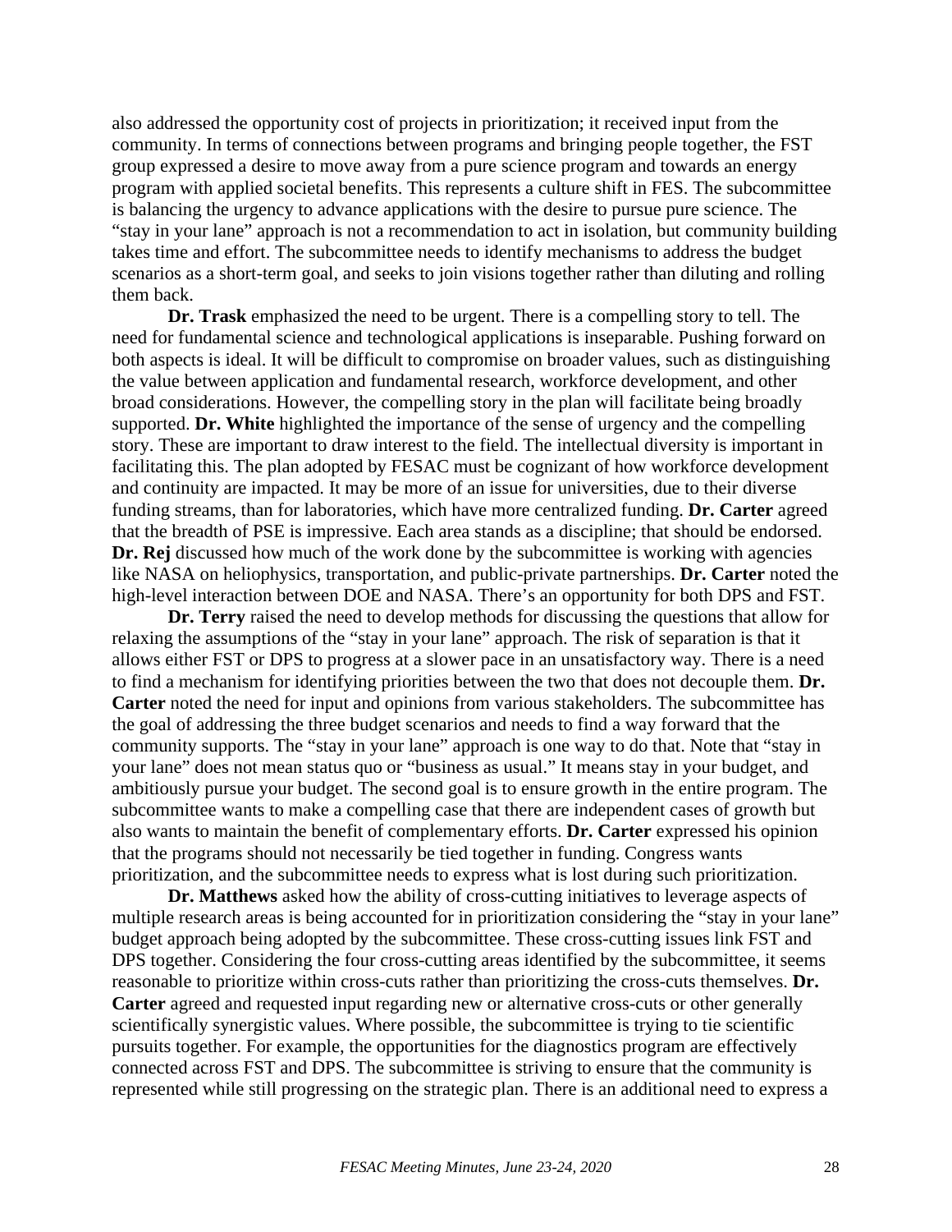also addressed the opportunity cost of projects in prioritization; it received input from the community. In terms of connections between programs and bringing people together, the FST group expressed a desire to move away from a pure science program and towards an energy program with applied societal benefits. This represents a culture shift in FES. The subcommittee is balancing the urgency to advance applications with the desire to pursue pure science. The "stay in your lane" approach is not a recommendation to act in isolation, but community building takes time and effort. The subcommittee needs to identify mechanisms to address the budget scenarios as a short-term goal, and seeks to join visions together rather than diluting and rolling them back.

**Dr. Trask** emphasized the need to be urgent. There is a compelling story to tell. The need for fundamental science and technological applications is inseparable. Pushing forward on both aspects is ideal. It will be difficult to compromise on broader values, such as distinguishing the value between application and fundamental research, workforce development, and other broad considerations. However, the compelling story in the plan will facilitate being broadly supported. **Dr. White** highlighted the importance of the sense of urgency and the compelling story. These are important to draw interest to the field. The intellectual diversity is important in facilitating this. The plan adopted by FESAC must be cognizant of how workforce development and continuity are impacted. It may be more of an issue for universities, due to their diverse funding streams, than for laboratories, which have more centralized funding. **Dr. Carter** agreed that the breadth of PSE is impressive. Each area stands as a discipline; that should be endorsed. **Dr. Rej** discussed how much of the work done by the subcommittee is working with agencies like NASA on heliophysics, transportation, and public-private partnerships. **Dr. Carter** noted the high-level interaction between DOE and NASA. There's an opportunity for both DPS and FST.

**Dr. Terry** raised the need to develop methods for discussing the questions that allow for relaxing the assumptions of the "stay in your lane" approach. The risk of separation is that it allows either FST or DPS to progress at a slower pace in an unsatisfactory way. There is a need to find a mechanism for identifying priorities between the two that does not decouple them. **Dr. Carter** noted the need for input and opinions from various stakeholders. The subcommittee has the goal of addressing the three budget scenarios and needs to find a way forward that the community supports. The "stay in your lane" approach is one way to do that. Note that "stay in your lane" does not mean status quo or "business as usual." It means stay in your budget, and ambitiously pursue your budget. The second goal is to ensure growth in the entire program. The subcommittee wants to make a compelling case that there are independent cases of growth but also wants to maintain the benefit of complementary efforts. **Dr. Carter** expressed his opinion that the programs should not necessarily be tied together in funding. Congress wants prioritization, and the subcommittee needs to express what is lost during such prioritization.

**Dr. Matthews** asked how the ability of cross-cutting initiatives to leverage aspects of multiple research areas is being accounted for in prioritization considering the "stay in your lane" budget approach being adopted by the subcommittee. These cross-cutting issues link FST and DPS together. Considering the four cross-cutting areas identified by the subcommittee, it seems reasonable to prioritize within cross-cuts rather than prioritizing the cross-cuts themselves. **Dr. Carter** agreed and requested input regarding new or alternative cross-cuts or other generally scientifically synergistic values. Where possible, the subcommittee is trying to tie scientific pursuits together. For example, the opportunities for the diagnostics program are effectively connected across FST and DPS. The subcommittee is striving to ensure that the community is represented while still progressing on the strategic plan. There is an additional need to express a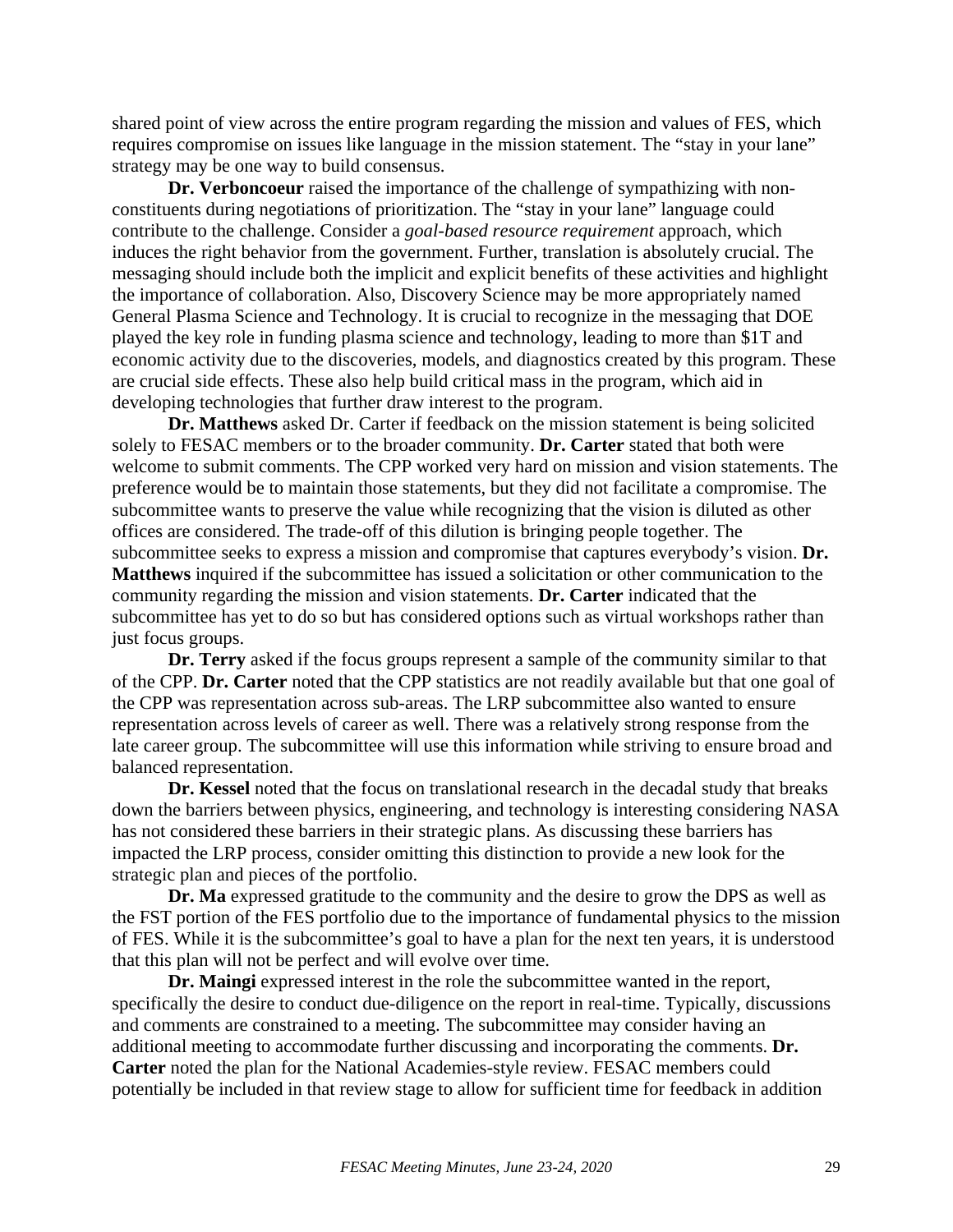shared point of view across the entire program regarding the mission and values of FES, which requires compromise on issues like language in the mission statement. The "stay in your lane" strategy may be one way to build consensus.

**Dr. Verboncoeur** raised the importance of the challenge of sympathizing with non-constituents during negotiations of prioritization. The "stay in your lane" language could contribute to the challenge. Consider a *goal-based resource requirement* approach, which induces the right behavior from the government. Further, translation is absolutely crucial. The messaging should include both the implicit and explicit benefits of these activities and highlight the importance of collaboration. Also, Discovery Science may be more appropriately named General Plasma Science and Technology. It is crucial to recognize in the messaging that DOE played the key role in funding plasma science and technology, leading to more than $1T and economic activity due to the discoveries, models, and diagnostics created by this program. These are crucial side effects. These also help build critical mass in the program, which aid in developing technologies that further draw interest to the program.

**Dr. Matthews** asked Dr. Carter if feedback on the mission statement is being solicited solely to FESAC members or to the broader community. **Dr. Carter** stated that both were welcome to submit comments. The CPP worked very hard on mission and vision statements. The preference would be to maintain those statements, but they did not facilitate a compromise. The subcommittee wants to preserve the value while recognizing that the vision is diluted as other offices are considered. The trade-off of this dilution is bringing people together. The subcommittee seeks to express a mission and compromise that captures everybody's vision. **Dr. Matthews** inquired if the subcommittee has issued a solicitation or other communication to the community regarding the mission and vision statements. **Dr. Carter** indicated that the subcommittee has yet to do so but has considered options such as virtual workshops rather than just focus groups.

**Dr. Terry** asked if the focus groups represent a sample of the community similar to that of the CPP. **Dr. Carter** noted that the CPP statistics are not readily available but that one goal of the CPP was representation across sub-areas. The LRP subcommittee also wanted to ensure representation across levels of career as well. There was a relatively strong response from the late career group. The subcommittee will use this information while striving to ensure broad and balanced representation.

**Dr. Kessel** noted that the focus on translational research in the decadal study that breaks down the barriers between physics, engineering, and technology is interesting considering NASA has not considered these barriers in their strategic plans. As discussing these barriers has impacted the LRP process, consider omitting this distinction to provide a new look for the strategic plan and pieces of the portfolio.

**Dr. Ma** expressed gratitude to the community and the desire to grow the DPS as well as the FST portion of the FES portfolio due to the importance of fundamental physics to the mission of FES. While it is the subcommittee's goal to have a plan for the next ten years, it is understood that this plan will not be perfect and will evolve over time.

**Dr. Maingi** expressed interest in the role the subcommittee wanted in the report, specifically the desire to conduct due-diligence on the report in real-time. Typically, discussions and comments are constrained to a meeting. The subcommittee may consider having an additional meeting to accommodate further discussing and incorporating the comments. **Dr. Carter** noted the plan for the National Academies-style review. FESAC members could potentially be included in that review stage to allow for sufficient time for feedback in addition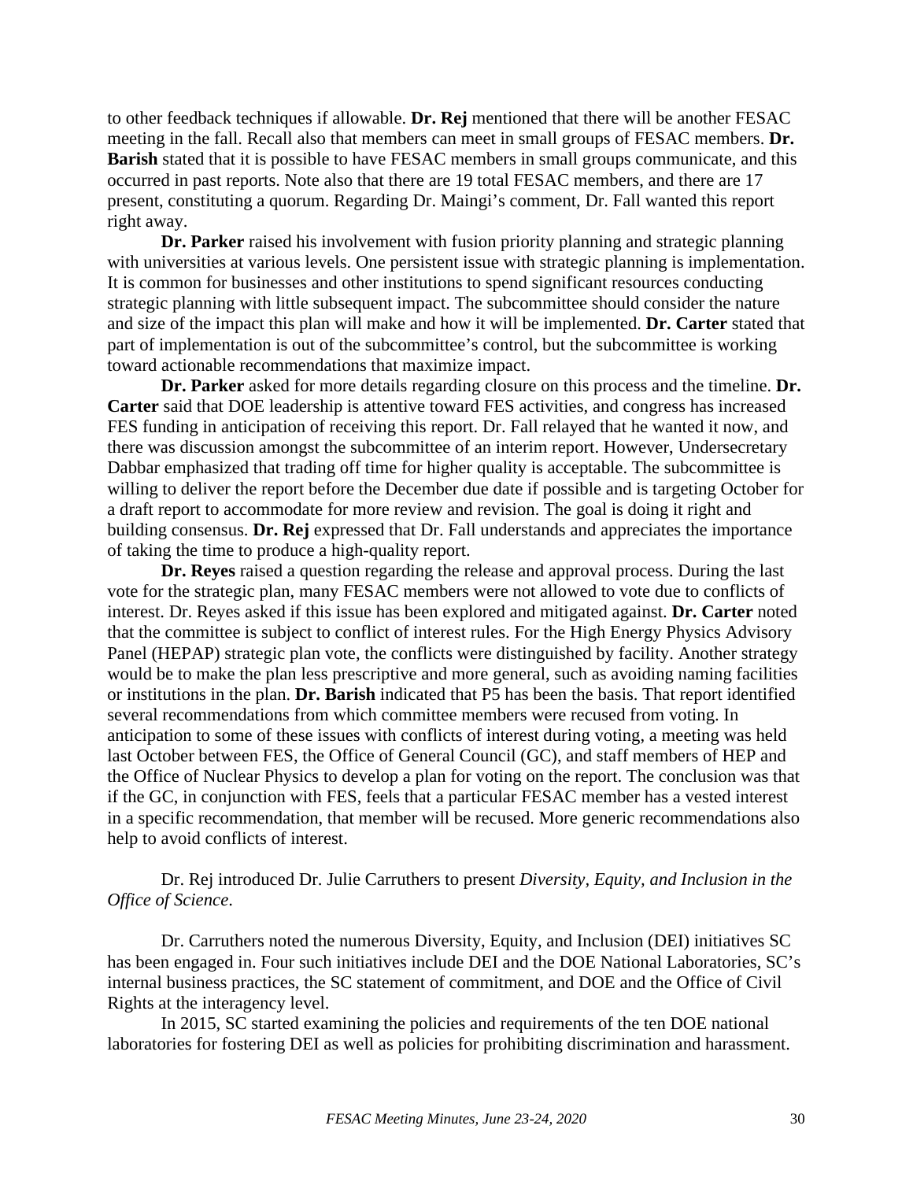to other feedback techniques if allowable. **Dr. Rej** mentioned that there will be another FESAC meeting in the fall. Recall also that members can meet in small groups of FESAC members. **Dr. Barish** stated that it is possible to have FESAC members in small groups communicate, and this occurred in past reports. Note also that there are 19 total FESAC members, and there are 17 present, constituting a quorum. Regarding Dr. Maingi's comment, Dr. Fall wanted this report right away.

**Dr. Parker** raised his involvement with fusion priority planning and strategic planning with universities at various levels. One persistent issue with strategic planning is implementation. It is common for businesses and other institutions to spend significant resources conducting strategic planning with little subsequent impact. The subcommittee should consider the nature and size of the impact this plan will make and how it will be implemented. **Dr. Carter** stated that part of implementation is out of the subcommittee's control, but the subcommittee is working toward actionable recommendations that maximize impact.

**Dr. Parker** asked for more details regarding closure on this process and the timeline. **Dr. Carter** said that DOE leadership is attentive toward FES activities, and congress has increased FES funding in anticipation of receiving this report. Dr. Fall relayed that he wanted it now, and there was discussion amongst the subcommittee of an interim report. However, Undersecretary Dabbar emphasized that trading off time for higher quality is acceptable. The subcommittee is willing to deliver the report before the December due date if possible and is targeting October for a draft report to accommodate for more review and revision. The goal is doing it right and building consensus. **Dr. Rej** expressed that Dr. Fall understands and appreciates the importance of taking the time to produce a high-quality report.

**Dr. Reyes** raised a question regarding the release and approval process. During the last vote for the strategic plan, many FESAC members were not allowed to vote due to conflicts of interest. Dr. Reyes asked if this issue has been explored and mitigated against. **Dr. Carter** noted that the committee is subject to conflict of interest rules. For the High Energy Physics Advisory Panel (HEPAP) strategic plan vote, the conflicts were distinguished by facility. Another strategy would be to make the plan less prescriptive and more general, such as avoiding naming facilities or institutions in the plan. **Dr. Barish** indicated that P5 has been the basis. That report identified several recommendations from which committee members were recused from voting. In anticipation to some of these issues with conflicts of interest during voting, a meeting was held last October between FES, the Office of General Council (GC), and staff members of HEP and the Office of Nuclear Physics to develop a plan for voting on the report. The conclusion was that if the GC, in conjunction with FES, feels that a particular FESAC member has a vested interest in a specific recommendation, that member will be recused. More generic recommendations also help to avoid conflicts of interest.

Dr. Rej introduced Dr. Julie Carruthers to present *Diversity, Equity, and Inclusion in the Office of Science*.

Dr. Carruthers noted the numerous Diversity, Equity, and Inclusion (DEI) initiatives SC has been engaged in. Four such initiatives include DEI and the DOE National Laboratories, SC's internal business practices, the SC statement of commitment, and DOE and the Office of Civil Rights at the interagency level.

In 2015, SC started examining the policies and requirements of the ten DOE national laboratories for fostering DEI as well as policies for prohibiting discrimination and harassment.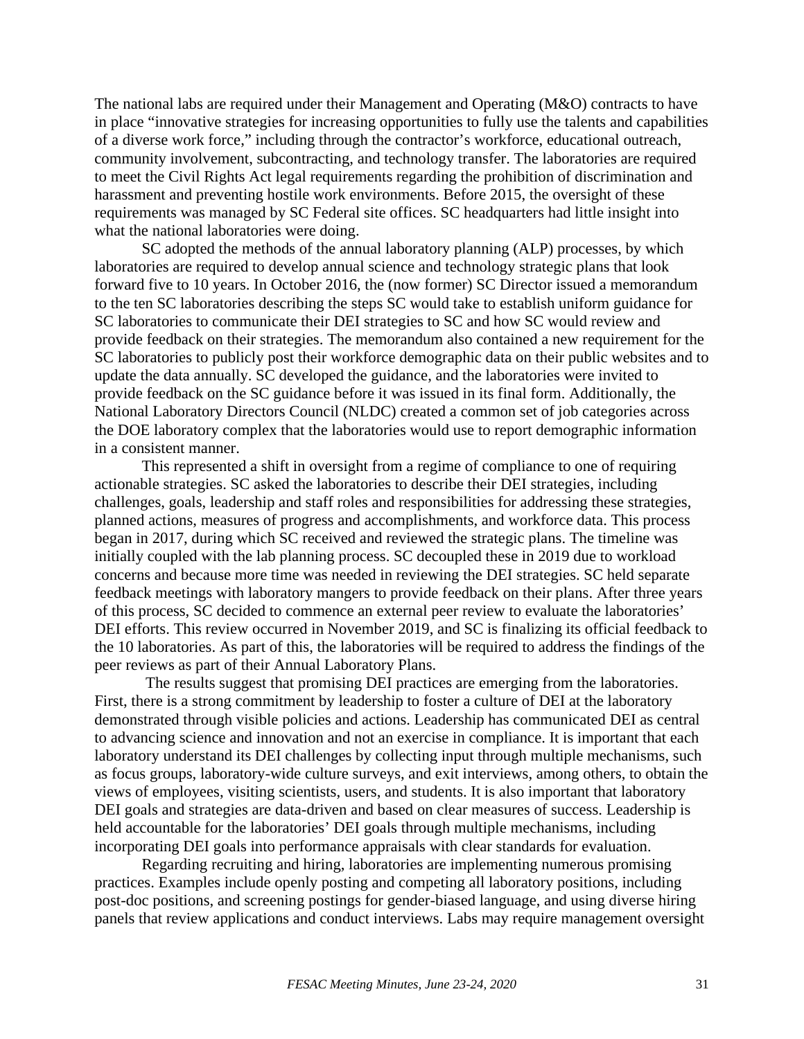The national labs are required under their Management and Operating (M&O) contracts to have in place "innovative strategies for increasing opportunities to fully use the talents and capabilities of a diverse work force," including through the contractor's workforce, educational outreach, community involvement, subcontracting, and technology transfer. The laboratories are required to meet the Civil Rights Act legal requirements regarding the prohibition of discrimination and harassment and preventing hostile work environments. Before 2015, the oversight of these requirements was managed by SC Federal site offices. SC headquarters had little insight into what the national laboratories were doing.

SC adopted the methods of the annual laboratory planning (ALP) processes, by which laboratories are required to develop annual science and technology strategic plans that look forward five to 10 years. In October 2016, the (now former) SC Director issued a memorandum to the ten SC laboratories describing the steps SC would take to establish uniform guidance for SC laboratories to communicate their DEI strategies to SC and how SC would review and provide feedback on their strategies. The memorandum also contained a new requirement for the SC laboratories to publicly post their workforce demographic data on their public websites and to update the data annually. SC developed the guidance, and the laboratories were invited to provide feedback on the SC guidance before it was issued in its final form. Additionally, the National Laboratory Directors Council (NLDC) created a common set of job categories across the DOE laboratory complex that the laboratories would use to report demographic information in a consistent manner.

This represented a shift in oversight from a regime of compliance to one of requiring actionable strategies. SC asked the laboratories to describe their DEI strategies, including challenges, goals, leadership and staff roles and responsibilities for addressing these strategies, planned actions, measures of progress and accomplishments, and workforce data. This process began in 2017, during which SC received and reviewed the strategic plans. The timeline was initially coupled with the lab planning process. SC decoupled these in 2019 due to workload concerns and because more time was needed in reviewing the DEI strategies. SC held separate feedback meetings with laboratory mangers to provide feedback on their plans. After three years of this process, SC decided to commence an external peer review to evaluate the laboratories' DEI efforts. This review occurred in November 2019, and SC is finalizing its official feedback to the 10 laboratories. As part of this, the laboratories will be required to address the findings of the peer reviews as part of their Annual Laboratory Plans.

The results suggest that promising DEI practices are emerging from the laboratories. First, there is a strong commitment by leadership to foster a culture of DEI at the laboratory demonstrated through visible policies and actions. Leadership has communicated DEI as central to advancing science and innovation and not an exercise in compliance. It is important that each laboratory understand its DEI challenges by collecting input through multiple mechanisms, such as focus groups, laboratory-wide culture surveys, and exit interviews, among others, to obtain the views of employees, visiting scientists, users, and students. It is also important that laboratory DEI goals and strategies are data-driven and based on clear measures of success. Leadership is held accountable for the laboratories' DEI goals through multiple mechanisms, including incorporating DEI goals into performance appraisals with clear standards for evaluation.

Regarding recruiting and hiring, laboratories are implementing numerous promising practices. Examples include openly posting and competing all laboratory positions, including post-doc positions, and screening postings for gender-biased language, and using diverse hiring panels that review applications and conduct interviews. Labs may require management oversight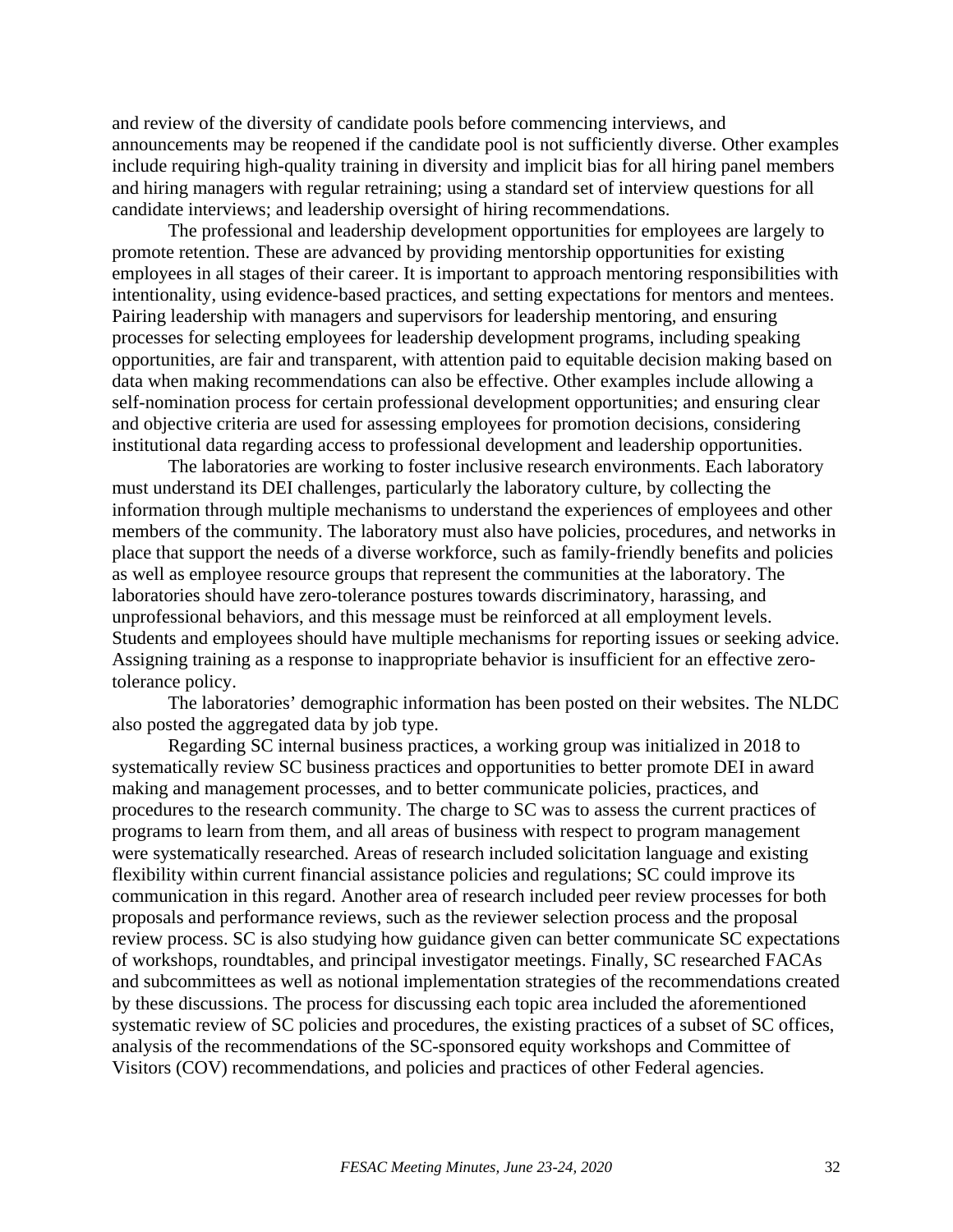and review of the diversity of candidate pools before commencing interviews, and announcements may be reopened if the candidate pool is not sufficiently diverse. Other examples include requiring high-quality training in diversity and implicit bias for all hiring panel members and hiring managers with regular retraining; using a standard set of interview questions for all candidate interviews; and leadership oversight of hiring recommendations.

The professional and leadership development opportunities for employees are largely to promote retention. These are advanced by providing mentorship opportunities for existing employees in all stages of their career. It is important to approach mentoring responsibilities with intentionality, using evidence-based practices, and setting expectations for mentors and mentees. Pairing leadership with managers and supervisors for leadership mentoring, and ensuring processes for selecting employees for leadership development programs, including speaking opportunities, are fair and transparent, with attention paid to equitable decision making based on data when making recommendations can also be effective. Other examples include allowing a self-nomination process for certain professional development opportunities; and ensuring clear and objective criteria are used for assessing employees for promotion decisions, considering institutional data regarding access to professional development and leadership opportunities.

The laboratories are working to foster inclusive research environments. Each laboratory must understand its DEI challenges, particularly the laboratory culture, by collecting the information through multiple mechanisms to understand the experiences of employees and other members of the community. The laboratory must also have policies, procedures, and networks in place that support the needs of a diverse workforce, such as family-friendly benefits and policies as well as employee resource groups that represent the communities at the laboratory. The laboratories should have zero-tolerance postures towards discriminatory, harassing, and unprofessional behaviors, and this message must be reinforced at all employment levels. Students and employees should have multiple mechanisms for reporting issues or seeking advice. Assigning training as a response to inappropriate behavior is insufficient for an effective zero-tolerance policy.

The laboratories' demographic information has been posted on their websites. The NLDC also posted the aggregated data by job type.

Regarding SC internal business practices, a working group was initialized in 2018 to systematically review SC business practices and opportunities to better promote DEI in award making and management processes, and to better communicate policies, practices, and procedures to the research community. The charge to SC was to assess the current practices of programs to learn from them, and all areas of business with respect to program management were systematically researched. Areas of research included solicitation language and existing flexibility within current financial assistance policies and regulations; SC could improve its communication in this regard. Another area of research included peer review processes for both proposals and performance reviews, such as the reviewer selection process and the proposal review process. SC is also studying how guidance given can better communicate SC expectations of workshops, roundtables, and principal investigator meetings. Finally, SC researched FACAs and subcommittees as well as notional implementation strategies of the recommendations created by these discussions. The process for discussing each topic area included the aforementioned systematic review of SC policies and procedures, the existing practices of a subset of SC offices, analysis of the recommendations of the SC-sponsored equity workshops and Committee of Visitors (COV) recommendations, and policies and practices of other Federal agencies.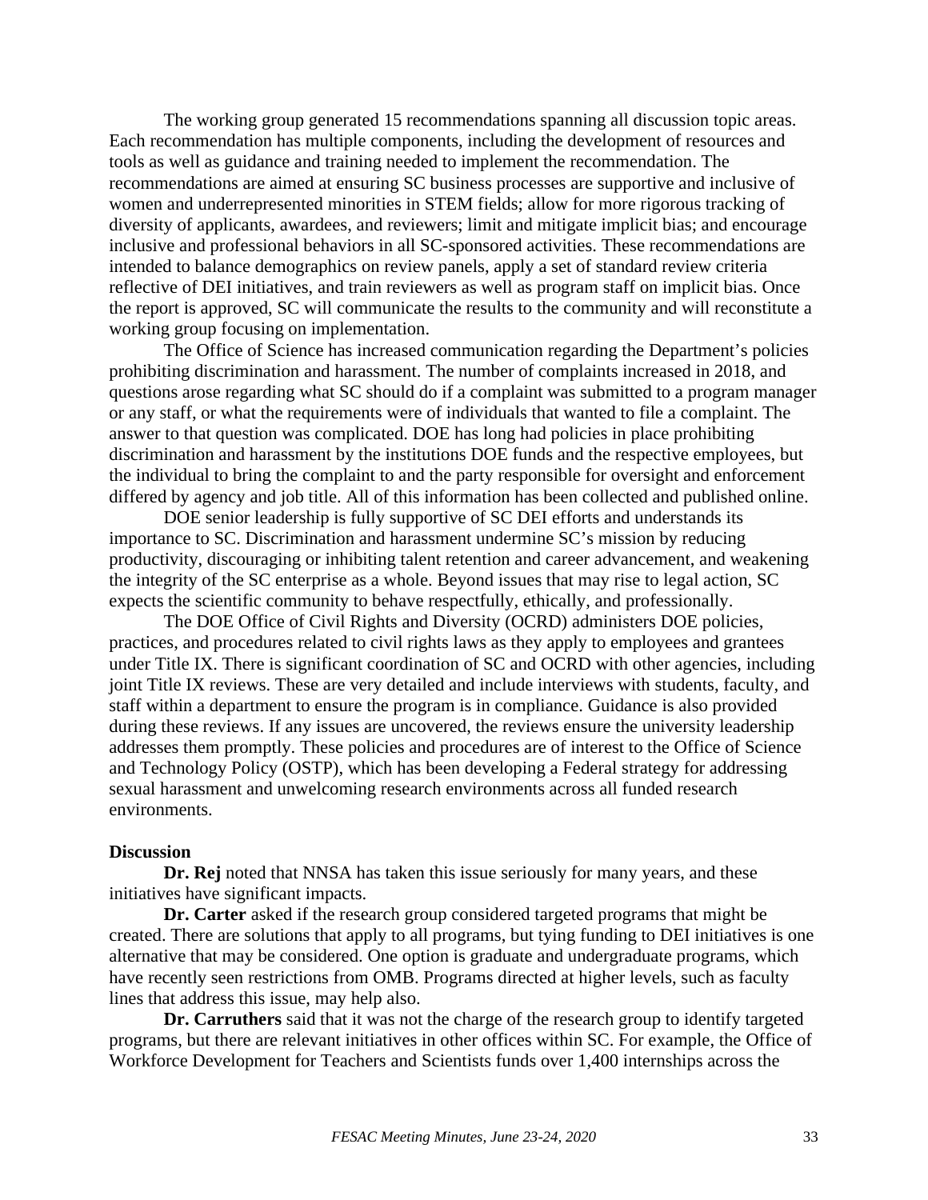The working group generated 15 recommendations spanning all discussion topic areas. Each recommendation has multiple components, including the development of resources and tools as well as guidance and training needed to implement the recommendation. The recommendations are aimed at ensuring SC business processes are supportive and inclusive of women and underrepresented minorities in STEM fields; allow for more rigorous tracking of diversity of applicants, awardees, and reviewers; limit and mitigate implicit bias; and encourage inclusive and professional behaviors in all SC-sponsored activities. These recommendations are intended to balance demographics on review panels, apply a set of standard review criteria reflective of DEI initiatives, and train reviewers as well as program staff on implicit bias. Once the report is approved, SC will communicate the results to the community and will reconstitute a working group focusing on implementation.

The Office of Science has increased communication regarding the Department's policies prohibiting discrimination and harassment. The number of complaints increased in 2018, and questions arose regarding what SC should do if a complaint was submitted to a program manager or any staff, or what the requirements were of individuals that wanted to file a complaint. The answer to that question was complicated. DOE has long had policies in place prohibiting discrimination and harassment by the institutions DOE funds and the respective employees, but the individual to bring the complaint to and the party responsible for oversight and enforcement differed by agency and job title. All of this information has been collected and published online.

DOE senior leadership is fully supportive of SC DEI efforts and understands its importance to SC. Discrimination and harassment undermine SC's mission by reducing productivity, discouraging or inhibiting talent retention and career advancement, and weakening the integrity of the SC enterprise as a whole. Beyond issues that may rise to legal action, SC expects the scientific community to behave respectfully, ethically, and professionally.

The DOE Office of Civil Rights and Diversity (OCRD) administers DOE policies, practices, and procedures related to civil rights laws as they apply to employees and grantees under Title IX. There is significant coordination of SC and OCRD with other agencies, including joint Title IX reviews. These are very detailed and include interviews with students, faculty, and staff within a department to ensure the program is in compliance. Guidance is also provided during these reviews. If any issues are uncovered, the reviews ensure the university leadership addresses them promptly. These policies and procedures are of interest to the Office of Science and Technology Policy (OSTP), which has been developing a Federal strategy for addressing sexual harassment and unwelcoming research environments across all funded research environments.

**Discussion**

**Dr. Rej** noted that NNSA has taken this issue seriously for many years, and these initiatives have significant impacts.

**Dr. Carter** asked if the research group considered targeted programs that might be created. There are solutions that apply to all programs, but tying funding to DEI initiatives is one alternative that may be considered. One option is graduate and undergraduate programs, which have recently seen restrictions from OMB. Programs directed at higher levels, such as faculty lines that address this issue, may help also.

**Dr. Carruthers** said that it was not the charge of the research group to identify targeted programs, but there are relevant initiatives in other offices within SC. For example, the Office of Workforce Development for Teachers and Scientists funds over 1,400 internships across the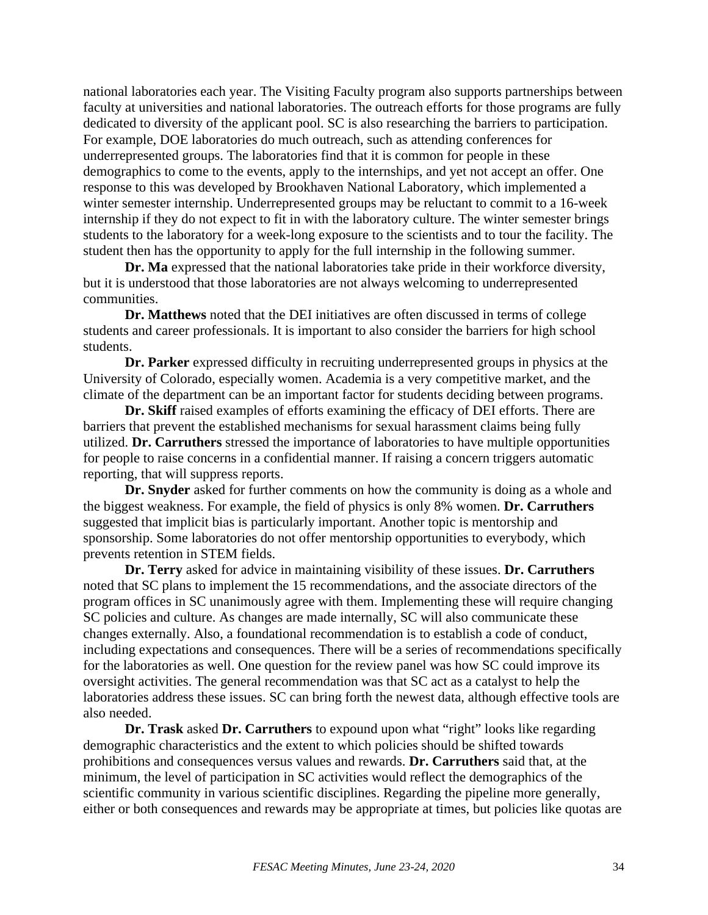national laboratories each year. The Visiting Faculty program also supports partnerships between faculty at universities and national laboratories. The outreach efforts for those programs are fully dedicated to diversity of the applicant pool. SC is also researching the barriers to participation. For example, DOE laboratories do much outreach, such as attending conferences for underrepresented groups. The laboratories find that it is common for people in these demographics to come to the events, apply to the internships, and yet not accept an offer. One response to this was developed by Brookhaven National Laboratory, which implemented a winter semester internship. Underrepresented groups may be reluctant to commit to a 16-week internship if they do not expect to fit in with the laboratory culture. The winter semester brings students to the laboratory for a week-long exposure to the scientists and to tour the facility. The student then has the opportunity to apply for the full internship in the following summer.

**Dr. Ma** expressed that the national laboratories take pride in their workforce diversity, but it is understood that those laboratories are not always welcoming to underrepresented communities.

**Dr. Matthews** noted that the DEI initiatives are often discussed in terms of college students and career professionals. It is important to also consider the barriers for high school students.

**Dr. Parker** expressed difficulty in recruiting underrepresented groups in physics at the University of Colorado, especially women. Academia is a very competitive market, and the climate of the department can be an important factor for students deciding between programs.

**Dr. Skiff** raised examples of efforts examining the efficacy of DEI efforts. There are barriers that prevent the established mechanisms for sexual harassment claims being fully utilized. **Dr. Carruthers** stressed the importance of laboratories to have multiple opportunities for people to raise concerns in a confidential manner. If raising a concern triggers automatic reporting, that will suppress reports.

**Dr. Snyder** asked for further comments on how the community is doing as a whole and the biggest weakness. For example, the field of physics is only 8% women. **Dr. Carruthers** suggested that implicit bias is particularly important. Another topic is mentorship and sponsorship. Some laboratories do not offer mentorship opportunities to everybody, which prevents retention in STEM fields.

**Dr. Terry** asked for advice in maintaining visibility of these issues. **Dr. Carruthers** noted that SC plans to implement the 15 recommendations, and the associate directors of the program offices in SC unanimously agree with them. Implementing these will require changing SC policies and culture. As changes are made internally, SC will also communicate these changes externally. Also, a foundational recommendation is to establish a code of conduct, including expectations and consequences. There will be a series of recommendations specifically for the laboratories as well. One question for the review panel was how SC could improve its oversight activities. The general recommendation was that SC act as a catalyst to help the laboratories address these issues. SC can bring forth the newest data, although effective tools are also needed.

**Dr. Trask** asked **Dr. Carruthers** to expound upon what "right" looks like regarding demographic characteristics and the extent to which policies should be shifted towards prohibitions and consequences versus values and rewards. **Dr. Carruthers** said that, at the minimum, the level of participation in SC activities would reflect the demographics of the scientific community in various scientific disciplines. Regarding the pipeline more generally, either or both consequences and rewards may be appropriate at times, but policies like quotas are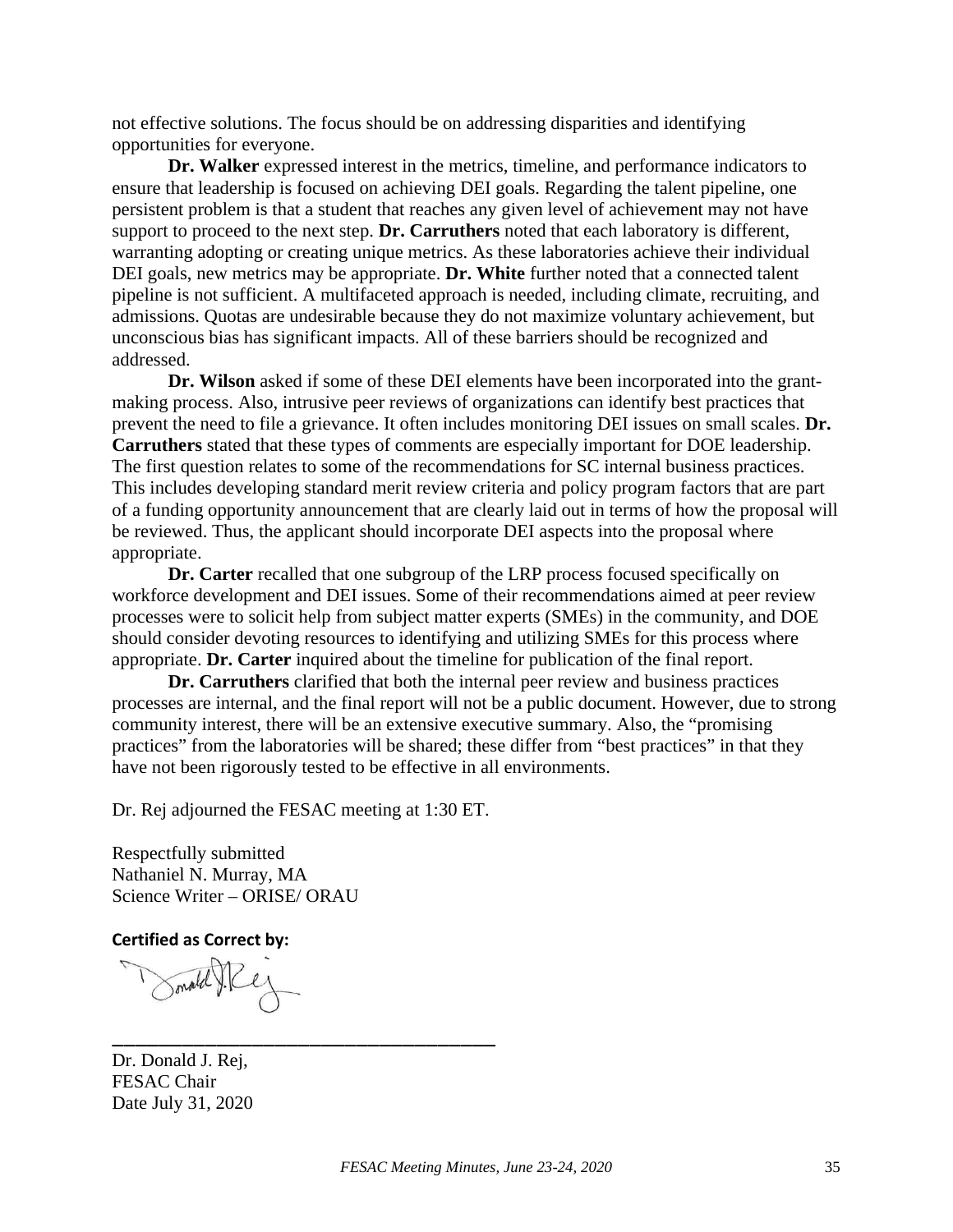not effective solutions. The focus should be on addressing disparities and identifying opportunities for everyone.

**Dr. Walker** expressed interest in the metrics, timeline, and performance indicators to ensure that leadership is focused on achieving DEI goals. Regarding the talent pipeline, one persistent problem is that a student that reaches any given level of achievement may not have support to proceed to the next step. **Dr. Carruthers** noted that each laboratory is different, warranting adopting or creating unique metrics. As these laboratories achieve their individual DEI goals, new metrics may be appropriate. **Dr. White** further noted that a connected talent pipeline is not sufficient. A multifaceted approach is needed, including climate, recruiting, and admissions. Quotas are undesirable because they do not maximize voluntary achievement, but unconscious bias has significant impacts. All of these barriers should be recognized and addressed.

**Dr. Wilson** asked if some of these DEI elements have been incorporated into the grant-making process. Also, intrusive peer reviews of organizations can identify best practices that prevent the need to file a grievance. It often includes monitoring DEI issues on small scales. **Dr. Carruthers** stated that these types of comments are especially important for DOE leadership. The first question relates to some of the recommendations for SC internal business practices. This includes developing standard merit review criteria and policy program factors that are part of a funding opportunity announcement that are clearly laid out in terms of how the proposal will be reviewed. Thus, the applicant should incorporate DEI aspects into the proposal where appropriate.

**Dr. Carter** recalled that one subgroup of the LRP process focused specifically on workforce development and DEI issues. Some of their recommendations aimed at peer review processes were to solicit help from subject matter experts (SMEs) in the community, and DOE should consider devoting resources to identifying and utilizing SMEs for this process where appropriate. **Dr. Carter** inquired about the timeline for publication of the final report.

**Dr. Carruthers** clarified that both the internal peer review and business practices processes are internal, and the final report will not be a public document. However, due to strong community interest, there will be an extensive executive summary. Also, the "promising practices" from the laboratories will be shared; these differ from "best practices" in that they have not been rigorously tested to be effective in all environments.

Dr. Rej adjourned the FESAC meeting at 1:30 ET.

Respectfully submitted
Nathaniel N. Murray, MA
Science Writer – ORISE/ ORAU

**Certified as Correct by:**

Dr. Donald J. Rej,
FESAC Chair
Date July 31, 2020